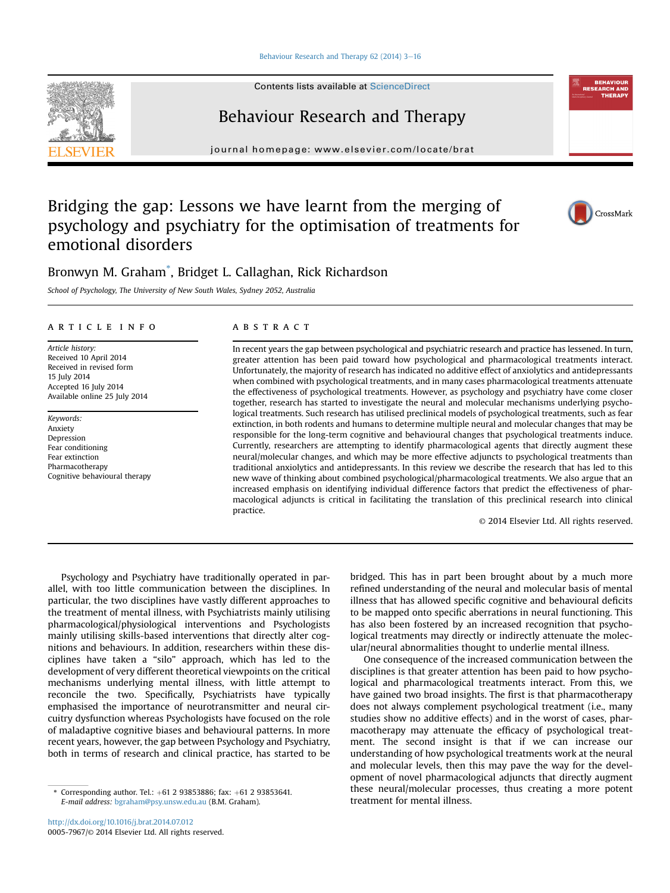# Bridging the gap: Lessons we have learnt from the merging of psychology and psychiatry for the optimisation of treatments for emotional disorders

Bronwyn M. Graham*, Bridget L. Callaghan, Rick Richardson

*School of Psychology, The University of New South Wales, Sydney 2052, Australia*

## ARTICLE INFO

*Article history:*
Received 10 April 2014
Received in revised form 15 July 2014
Accepted 16 July 2014
Available online 25 July 2014

*Keywords:*
Anxiety
Depression
Fear conditioning
Fear extinction
Pharmacotherapy
Cognitive behavioural therapy

## ABSTRACT

In recent years the gap between psychological and psychiatric research and practice has lessened. In turn, greater attention has been paid toward how psychological and pharmacological treatments interact. Unfortunately, the majority of research has indicated no additive effect of anxiolytics and antidepressants when combined with psychological treatments, and in many cases pharmacological treatments attenuate the effectiveness of psychological treatments. However, as psychology and psychiatry have come closer together, research has started to investigate the neural and molecular mechanisms underlying psychological treatments. Such research has utilised preclinical models of psychological treatments, such as fear extinction, in both rodents and humans to determine multiple neural and molecular changes that may be responsible for the long-term cognitive and behavioural changes that psychological treatments induce. Currently, researchers are attempting to identify pharmacological agents that directly augment these neural/molecular changes, and which may be more effective adjuncts to psychological treatments than traditional anxiolytics and antidepressants. In this review we describe the research that has led to this new wave of thinking about combined psychological/pharmacological treatments. We also argue that an increased emphasis on identifying individual difference factors that predict the effectiveness of pharmacological adjuncts is critical in facilitating the translation of this preclinical research into clinical practice.

© 2014 Elsevier Ltd. All rights reserved.

Psychology and Psychiatry have traditionally operated in parallel, with too little communication between the disciplines. In particular, the two disciplines have vastly different approaches to the treatment of mental illness, with Psychiatrists mainly utilising pharmacological/physiological interventions and Psychologists mainly utilising skills-based interventions that directly alter cognitions and behaviours. In addition, researchers within these disciplines have taken a "silo" approach, which has led to the development of very different theoretical viewpoints on the critical mechanisms underlying mental illness, with little attempt to reconcile the two. Specifically, Psychiatrists have typically emphasised the importance of neurotransmitter and neural circuitry dysfunction whereas Psychologists have focused on the role of maladaptive cognitive biases and behavioural patterns. In more recent years, however, the gap between Psychology and Psychiatry, both in terms of research and clinical practice, has started to be bridged. This has in part been brought about by a much more refined understanding of the neural and molecular basis of mental illness that has allowed specific cognitive and behavioural deficits to be mapped onto specific aberrations in neural functioning. This has also been fostered by an increased recognition that psychological treatments may directly or indirectly attenuate the molecular/neural abnormalities thought to underlie mental illness.

One consequence of the increased communication between the disciplines is that greater attention has been paid to how psychological and pharmacological treatments interact. From this, we have gained two broad insights. The first is that pharmacotherapy does not always complement psychological treatment (i.e., many studies show no additive effects) and in the worst of cases, pharmacotherapy may attenuate the efficacy of psychological treatment. The second insight is that if we can increase our understanding of how psychological treatments work at the neural and molecular levels, then this may pave the way for the development of novel pharmacological adjuncts that directly augment these neural/molecular processes, thus creating a more potent treatment for mental illness.

* Corresponding author. Tel.: +61 2 93853886; fax: +61 2 93853641.
*E-mail address:* bgraham@psy.unsw.edu.au (B.M. Graham).

http://dx.doi.org/10.1016/j.brat.2014.07.012
0005-7967/© 2014 Elsevier Ltd. All rights reserved.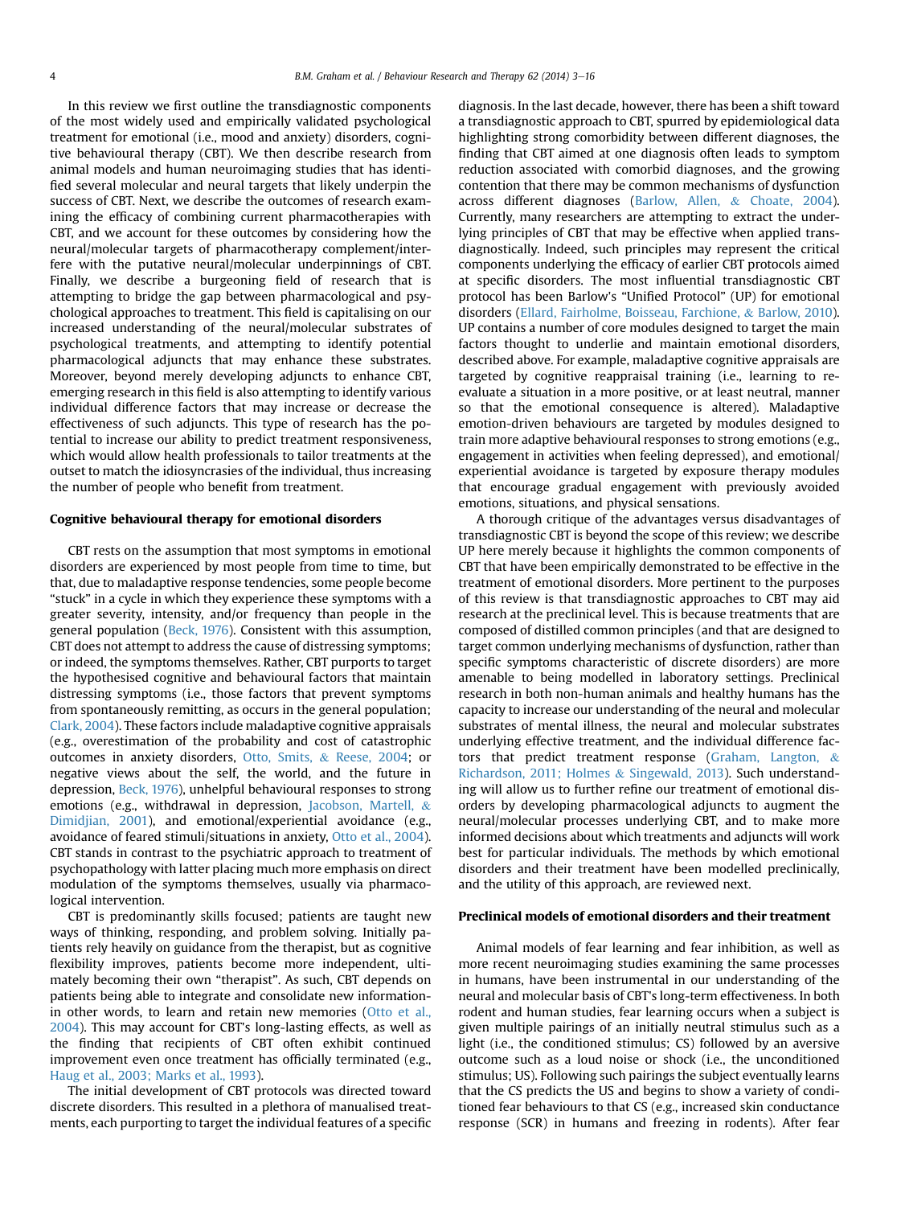In this review we first outline the transdiagnostic components of the most widely used and empirically validated psychological treatment for emotional (i.e., mood and anxiety) disorders, cognitive behavioural therapy (CBT). We then describe research from animal models and human neuroimaging studies that has identified several molecular and neural targets that likely underpin the success of CBT. Next, we describe the outcomes of research examining the efficacy of combining current pharmacotherapies with CBT, and we account for these outcomes by considering how the neural/molecular targets of pharmacotherapy complement/interfere with the putative neural/molecular underpinnings of CBT. Finally, we describe a burgeoning field of research that is attempting to bridge the gap between pharmacological and psychological approaches to treatment. This field is capitalising on our increased understanding of the neural/molecular substrates of psychological treatments, and attempting to identify potential pharmacological adjuncts that may enhance these substrates. Moreover, beyond merely developing adjuncts to enhance CBT, emerging research in this field is also attempting to identify various individual difference factors that may increase or decrease the effectiveness of such adjuncts. This type of research has the potential to increase our ability to predict treatment responsiveness, which would allow health professionals to tailor treatments at the outset to match the idiosyncrasies of the individual, thus increasing the number of people who benefit from treatment.

## Cognitive behavioural therapy for emotional disorders

CBT rests on the assumption that most symptoms in emotional disorders are experienced by most people from time to time, but that, due to maladaptive response tendencies, some people become "stuck" in a cycle in which they experience these symptoms with a greater severity, intensity, and/or frequency than people in the general population (Beck, 1976). Consistent with this assumption, CBT does not attempt to address the cause of distressing symptoms; or indeed, the symptoms themselves. Rather, CBT purports to target the hypothesised cognitive and behavioural factors that maintain distressing symptoms (i.e., those factors that prevent symptoms from spontaneously remitting, as occurs in the general population; Clark, 2004). These factors include maladaptive cognitive appraisals (e.g., overestimation of the probability and cost of catastrophic outcomes in anxiety disorders, Otto, Smits, & Reese, 2004; or negative views about the self, the world, and the future in depression, Beck, 1976), unhelpful behavioural responses to strong emotions (e.g., withdrawal in depression, Jacobson, Martell, & Dimidjian, 2001), and emotional/experiential avoidance (e.g., avoidance of feared stimuli/situations in anxiety, Otto et al., 2004). CBT stands in contrast to the psychiatric approach to treatment of psychopathology with latter placing much more emphasis on direct modulation of the symptoms themselves, usually via pharmacological intervention.

CBT is predominantly skills focused; patients are taught new ways of thinking, responding, and problem solving. Initially patients rely heavily on guidance from the therapist, but as cognitive flexibility improves, patients become more independent, ultimately becoming their own "therapist". As such, CBT depends on patients being able to integrate and consolidate new information-in other words, to learn and retain new memories (Otto et al., 2004). This may account for CBT's long-lasting effects, as well as the finding that recipients of CBT often exhibit continued improvement even once treatment has officially terminated (e.g., Haug et al., 2003; Marks et al., 1993).

The initial development of CBT protocols was directed toward discrete disorders. This resulted in a plethora of manualised treatments, each purporting to target the individual features of a specific diagnosis. In the last decade, however, there has been a shift toward a transdiagnostic approach to CBT, spurred by epidemiological data highlighting strong comorbidity between different diagnoses, the finding that CBT aimed at one diagnosis often leads to symptom reduction associated with comorbid diagnoses, and the growing contention that there may be common mechanisms of dysfunction across different diagnoses (Barlow, Allen, & Choate, 2004). Currently, many researchers are attempting to extract the underlying principles of CBT that may be effective when applied transdiagnostically. Indeed, such principles may represent the critical components underlying the efficacy of earlier CBT protocols aimed at specific disorders. The most influential transdiagnostic CBT protocol has been Barlow's "Unified Protocol" (UP) for emotional disorders (Ellard, Fairholme, Boisseau, Farchione, & Barlow, 2010). UP contains a number of core modules designed to target the main factors thought to underlie and maintain emotional disorders, described above. For example, maladaptive cognitive appraisals are targeted by cognitive reappraisal training (i.e., learning to re-evaluate a situation in a more positive, or at least neutral, manner so that the emotional consequence is altered). Maladaptive emotion-driven behaviours are targeted by modules designed to train more adaptive behavioural responses to strong emotions (e.g., engagement in activities when feeling depressed), and emotional/experiential avoidance is targeted by exposure therapy modules that encourage gradual engagement with previously avoided emotions, situations, and physical sensations.

A thorough critique of the advantages versus disadvantages of transdiagnostic CBT is beyond the scope of this review; we describe UP here merely because it highlights the common components of CBT that have been empirically demonstrated to be effective in the treatment of emotional disorders. More pertinent to the purposes of this review is that transdiagnostic approaches to CBT may aid research at the preclinical level. This is because treatments that are composed of distilled common principles (and that are designed to target common underlying mechanisms of dysfunction, rather than specific symptoms characteristic of discrete disorders) are more amenable to being modelled in laboratory settings. Preclinical research in both non-human animals and healthy humans has the capacity to increase our understanding of the neural and molecular substrates of mental illness, the neural and molecular substrates underlying effective treatment, and the individual difference factors that predict treatment response (Graham, Langton, & Richardson, 2011; Holmes & Singewald, 2013). Such understanding will allow us to further refine our treatment of emotional disorders by developing pharmacological adjuncts to augment the neural/molecular processes underlying CBT, and to make more informed decisions about which treatments and adjuncts will work best for particular individuals. The methods by which emotional disorders and their treatment have been modelled preclinically, and the utility of this approach, are reviewed next.

## Preclinical models of emotional disorders and their treatment

Animal models of fear learning and fear inhibition, as well as more recent neuroimaging studies examining the same processes in humans, have been instrumental in our understanding of the neural and molecular basis of CBT's long-term effectiveness. In both rodent and human studies, fear learning occurs when a subject is given multiple pairings of an initially neutral stimulus such as a light (i.e., the conditioned stimulus; CS) followed by an aversive outcome such as a loud noise or shock (i.e., the unconditioned stimulus; US). Following such pairings the subject eventually learns that the CS predicts the US and begins to show a variety of conditioned fear behaviours to that CS (e.g., increased skin conductance response (SCR) in humans and freezing in rodents). After fear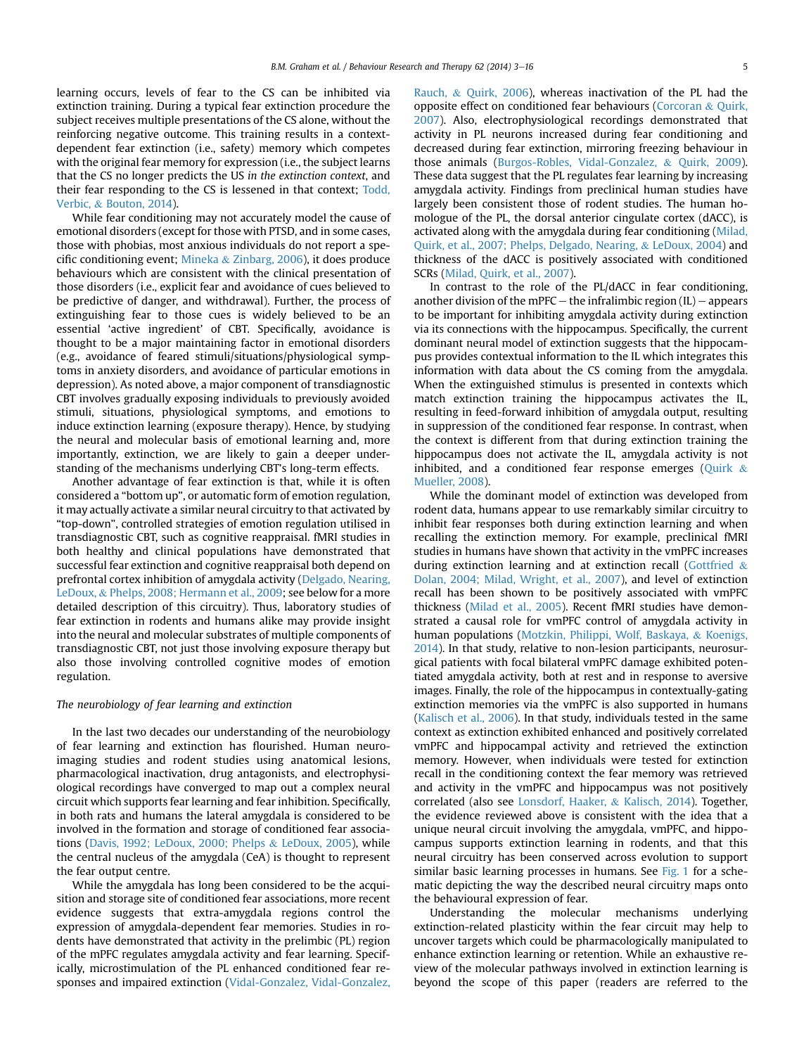learning occurs, levels of fear to the CS can be inhibited via extinction training. During a typical fear extinction procedure the subject receives multiple presentations of the CS alone, without the reinforcing negative outcome. This training results in a context-dependent fear extinction (i.e., safety) memory which competes with the original fear memory for expression (i.e., the subject learns that the CS no longer predicts the US *in the extinction context*, and their fear responding to the CS is lessened in that context; Todd, Verbic, & Bouton, 2014).

While fear conditioning may not accurately model the cause of emotional disorders (except for those with PTSD, and in some cases, those with phobias, most anxious individuals do not report a specific conditioning event; Mineka & Zinbarg, 2006), it does produce behaviours which are consistent with the clinical presentation of those disorders (i.e., explicit fear and avoidance of cues believed to be predictive of danger, and withdrawal). Further, the process of extinguishing fear to those cues is widely believed to be an essential 'active ingredient' of CBT. Specifically, avoidance is thought to be a major maintaining factor in emotional disorders (e.g., avoidance of feared stimuli/situations/physiological symptoms in anxiety disorders, and avoidance of particular emotions in depression). As noted above, a major component of transdiagnostic CBT involves gradually exposing individuals to previously avoided stimuli, situations, physiological symptoms, and emotions to induce extinction learning (exposure therapy). Hence, by studying the neural and molecular basis of emotional learning and, more importantly, extinction, we are likely to gain a deeper understanding of the mechanisms underlying CBT's long-term effects.

Another advantage of fear extinction is that, while it is often considered a "bottom up", or automatic form of emotion regulation, it may actually activate a similar neural circuitry to that activated by "top-down", controlled strategies of emotion regulation utilised in transdiagnostic CBT, such as cognitive reappraisal. fMRI studies in both healthy and clinical populations have demonstrated that successful fear extinction and cognitive reappraisal both depend on prefrontal cortex inhibition of amygdala activity (Delgado, Nearing, LeDoux, & Phelps, 2008; Hermann et al., 2009; see below for a more detailed description of this circuitry). Thus, laboratory studies of fear extinction in rodents and humans alike may provide insight into the neural and molecular substrates of multiple components of transdiagnostic CBT, not just those involving exposure therapy but also those involving controlled cognitive modes of emotion regulation.

### *The neurobiology of fear learning and extinction*

In the last two decades our understanding of the neurobiology of fear learning and extinction has flourished. Human neuroimaging studies and rodent studies using anatomical lesions, pharmacological inactivation, drug antagonists, and electrophysiological recordings have converged to map out a complex neural circuit which supports fear learning and fear inhibition. Specifically, in both rats and humans the lateral amygdala is considered to be involved in the formation and storage of conditioned fear associations (Davis, 1992; LeDoux, 2000; Phelps & LeDoux, 2005), while the central nucleus of the amygdala (CeA) is thought to represent the fear output centre.

While the amygdala has long been considered to be the acquisition and storage site of conditioned fear associations, more recent evidence suggests that extra-amygdala regions control the expression of amygdala-dependent fear memories. Studies in rodents have demonstrated that activity in the prelimbic (PL) region of the mPFC regulates amygdala activity and fear learning. Specifically, microstimulation of the PL enhanced conditioned fear responses and impaired extinction (Vidal-Gonzalez, Vidal-Gonzalez, Rauch, & Quirk, 2006), whereas inactivation of the PL had the opposite effect on conditioned fear behaviours (Corcoran & Quirk, 2007). Also, electrophysiological recordings demonstrated that activity in PL neurons increased during fear conditioning and decreased during fear extinction, mirroring freezing behaviour in those animals (Burgos-Robles, Vidal-Gonzalez, & Quirk, 2009). These data suggest that the PL regulates fear learning by increasing amygdala activity. Findings from preclinical human studies have largely been consistent those of rodent studies. The human homologue of the PL, the dorsal anterior cingulate cortex (dACC), is activated along with the amygdala during fear conditioning (Milad, Quirk, et al., 2007; Phelps, Delgado, Nearing, & LeDoux, 2004) and thickness of the dACC is positively associated with conditioned SCRs (Milad, Quirk, et al., 2007).

In contrast to the role of the PL/dACC in fear conditioning, another division of the mPFC – the infralimbic region (IL) – appears to be important for inhibiting amygdala activity during extinction via its connections with the hippocampus. Specifically, the current dominant neural model of extinction suggests that the hippocampus provides contextual information to the IL which integrates this information with data about the CS coming from the amygdala. When the extinguished stimulus is presented in contexts which match extinction training the hippocampus activates the IL, resulting in feed-forward inhibition of amygdala output, resulting in suppression of the conditioned fear response. In contrast, when the context is different from that during extinction training the hippocampus does not activate the IL, amygdala activity is not inhibited, and a conditioned fear response emerges (Quirk & Mueller, 2008).

While the dominant model of extinction was developed from rodent data, humans appear to use remarkably similar circuitry to inhibit fear responses both during extinction learning and when recalling the extinction memory. For example, preclinical fMRI studies in humans have shown that activity in the vmPFC increases during extinction learning and at extinction recall (Gottfried & Dolan, 2004; Milad, Wright, et al., 2007), and level of extinction recall has been shown to be positively associated with vmPFC thickness (Milad et al., 2005). Recent fMRI studies have demonstrated a causal role for vmPFC control of amygdala activity in human populations (Motzkin, Philippi, Wolf, Baskaya, & Koenigs, 2014). In that study, relative to non-lesion participants, neurosurgical patients with focal bilateral vmPFC damage exhibited potentiated amygdala activity, both at rest and in response to aversive images. Finally, the role of the hippocampus in contextually-gating extinction memories via the vmPFC is also supported in humans (Kalisch et al., 2006). In that study, individuals tested in the same context as extinction exhibited enhanced and positively correlated vmPFC and hippocampal activity and retrieved the extinction memory. However, when individuals were tested for extinction recall in the conditioning context the fear memory was retrieved and activity in the vmPFC and hippocampus was not positively correlated (also see Lonsdorf, Haaker, & Kalisch, 2014). Together, the evidence reviewed above is consistent with the idea that a unique neural circuit involving the amygdala, vmPFC, and hippocampus supports extinction learning in rodents, and that this neural circuitry has been conserved across evolution to support similar basic learning processes in humans. See Fig. 1 for a schematic depicting the way the described neural circuitry maps onto the behavioural expression of fear.

Understanding the molecular mechanisms underlying extinction-related plasticity within the fear circuit may help to uncover targets which could be pharmacologically manipulated to enhance extinction learning or retention. While an exhaustive review of the molecular pathways involved in extinction learning is beyond the scope of this paper (readers are referred to the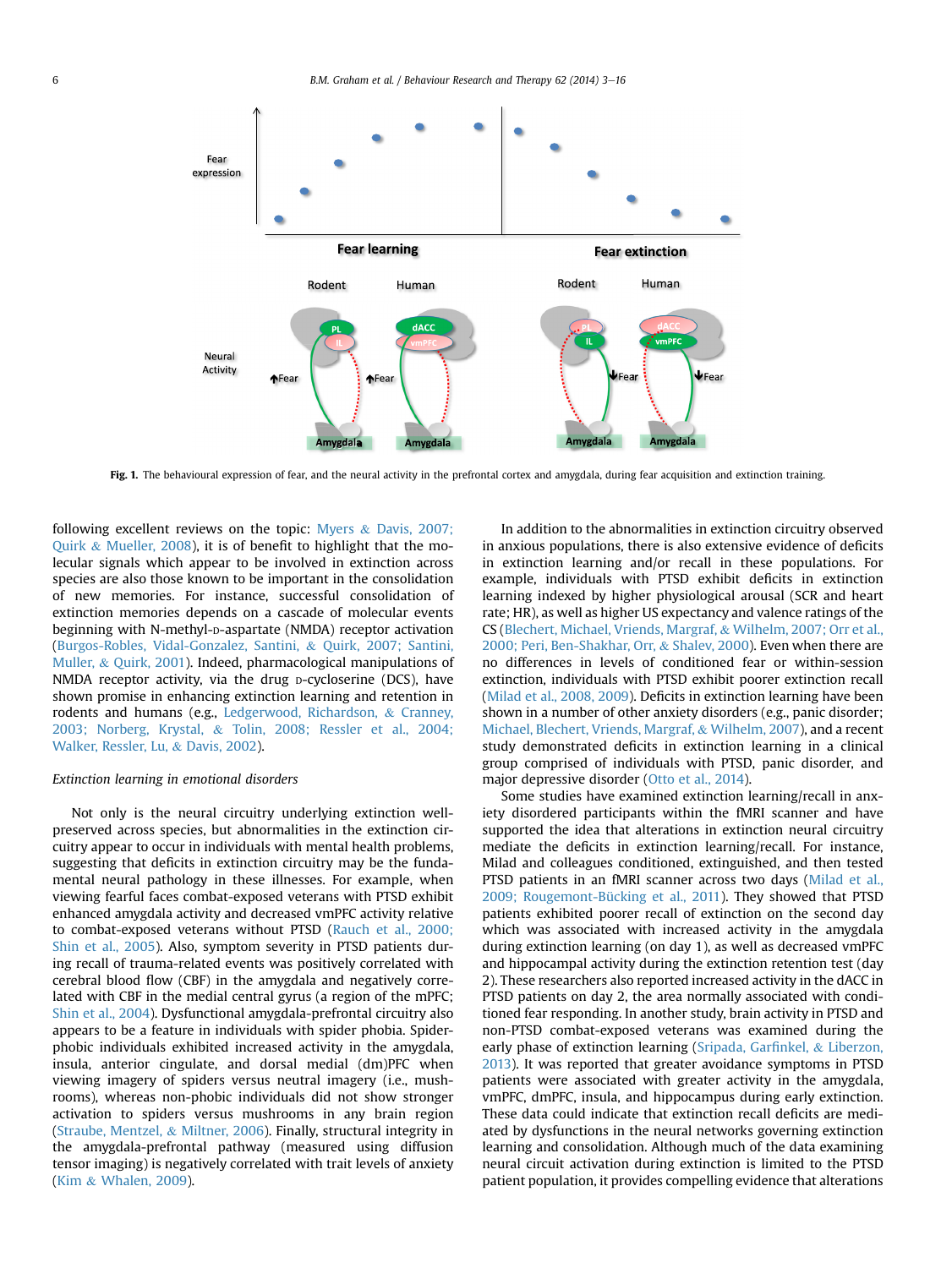Fig. 1. The behavioural expression of fear, and the neural activity in the prefrontal cortex and amygdala, during fear acquisition and extinction training.

following excellent reviews on the topic: Myers & Davis, 2007; Quirk & Mueller, 2008), it is of benefit to highlight that the molecular signals which appear to be involved in extinction across species are also those known to be important in the consolidation of new memories. For instance, successful consolidation of extinction memories depends on a cascade of molecular events beginning with N-methyl-D-aspartate (NMDA) receptor activation (Burgos-Robles, Vidal-Gonzalez, Santini, & Quirk, 2007; Santini, Muller, & Quirk, 2001). Indeed, pharmacological manipulations of NMDA receptor activity, via the drug D-cycloserine (DCS), have shown promise in enhancing extinction learning and retention in rodents and humans (e.g., Ledgerwood, Richardson, & Cranney, 2003; Norberg, Krystal, & Tolin, 2008; Ressler et al., 2004; Walker, Ressler, Lu, & Davis, 2002).

*Extinction learning in emotional disorders*

Not only is the neural circuitry underlying extinction well-preserved across species, but abnormalities in the extinction circuitry appear to occur in individuals with mental health problems, suggesting that deficits in extinction circuitry may be the fundamental neural pathology in these illnesses. For example, when viewing fearful faces combat-exposed veterans with PTSD exhibit enhanced amygdala activity and decreased vmPFC activity relative to combat-exposed veterans without PTSD (Rauch et al., 2000; Shin et al., 2005). Also, symptom severity in PTSD patients during recall of trauma-related events was positively correlated with cerebral blood flow (CBF) in the amygdala and negatively correlated with CBF in the medial central gyrus (a region of the mPFC; Shin et al., 2004). Dysfunctional amygdala-prefrontal circuitry also appears to be a feature in individuals with spider phobia. Spider-phobic individuals exhibited increased activity in the amygdala, insula, anterior cingulate, and dorsal medial (dm)PFC when viewing imagery of spiders versus neutral imagery (i.e., mushrooms), whereas non-phobic individuals did not show stronger activation to spiders versus mushrooms in any brain region (Straube, Mentzel, & Miltner, 2006). Finally, structural integrity in the amygdala-prefrontal pathway (measured using diffusion tensor imaging) is negatively correlated with trait levels of anxiety (Kim & Whalen, 2009).

In addition to the abnormalities in extinction circuitry observed in anxious populations, there is also extensive evidence of deficits in extinction learning and/or recall in these populations. For example, individuals with PTSD exhibit deficits in extinction learning indexed by higher physiological arousal (SCR and heart rate; HR), as well as higher US expectancy and valence ratings of the CS (Blechert, Michael, Vriends, Margraf, & Wilhelm, 2007; Orr et al., 2000; Peri, Ben-Shakhar, Orr, & Shalev, 2000). Even when there are no differences in levels of conditioned fear or within-session extinction, individuals with PTSD exhibit poorer extinction recall (Milad et al., 2008, 2009). Deficits in extinction learning have been shown in a number of other anxiety disorders (e.g., panic disorder; Michael, Blechert, Vriends, Margraf, & Wilhelm, 2007), and a recent study demonstrated deficits in extinction learning in a clinical group comprised of individuals with PTSD, panic disorder, and major depressive disorder (Otto et al., 2014).

Some studies have examined extinction learning/recall in anxiety disordered participants within the fMRI scanner and have supported the idea that alterations in extinction neural circuitry mediate the deficits in extinction learning/recall. For instance, Milad and colleagues conditioned, extinguished, and then tested PTSD patients in an fMRI scanner across two days (Milad et al., 2009; Rougemont-Bücking et al., 2011). They showed that PTSD patients exhibited poorer recall of extinction on the second day which was associated with increased activity in the amygdala during extinction learning (on day 1), as well as decreased vmPFC and hippocampal activity during the extinction retention test (day 2). These researchers also reported increased activity in the dACC in PTSD patients on day 2, the area normally associated with conditioned fear responding. In another study, brain activity in PTSD and non-PTSD combat-exposed veterans was examined during the early phase of extinction learning (Sripada, Garfinkel, & Liberzon, 2013). It was reported that greater avoidance symptoms in PTSD patients were associated with greater activity in the amygdala, vmPFC, dmPFC, insula, and hippocampus during early extinction. These data could indicate that extinction recall deficits are mediated by dysfunctions in the neural networks governing extinction learning and consolidation. Although much of the data examining neural circuit activation during extinction is limited to the PTSD patient population, it provides compelling evidence that alterations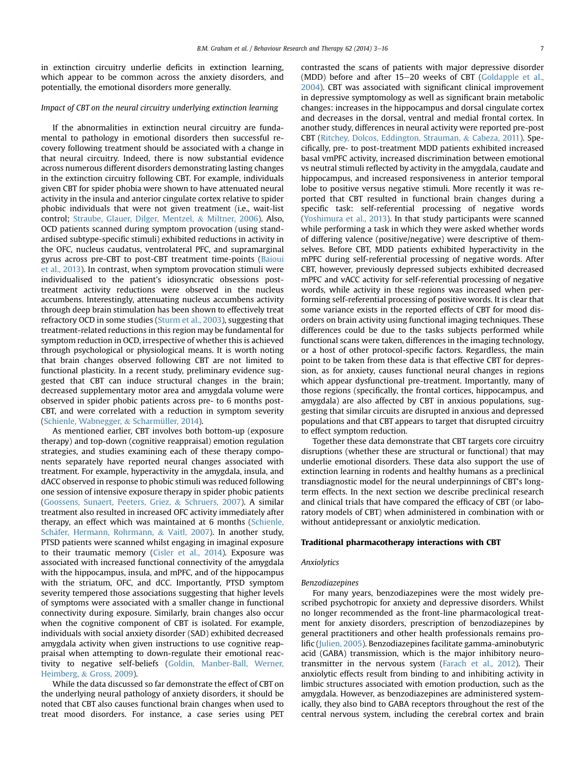in extinction circuitry underlie deficits in extinction learning, which appear to be common across the anxiety disorders, and potentially, the emotional disorders more generally.

*Impact of CBT on the neural circuitry underlying extinction learning*

If the abnormalities in extinction neural circuitry are fundamental to pathology in emotional disorders then successful recovery following treatment should be associated with a change in that neural circuitry. Indeed, there is now substantial evidence across numerous different disorders demonstrating lasting changes in the extinction circuitry following CBT. For example, individuals given CBT for spider phobia were shown to have attenuated neural activity in the insula and anterior cingulate cortex relative to spider phobic individuals that were not given treatment (i.e., wait-list control; Straube, Glauer, Dilger, Mentzel, & Miltner, 2006). Also, OCD patients scanned during symptom provocation (using standardised subtype-specific stimuli) exhibited reductions in activity in the OFC, nucleus caudatus, ventrolateral PFC, and supramarginal gyrus across pre-CBT to post-CBT treatment time-points (Baioui et al., 2013). In contrast, when symptom provocation stimuli were individualised to the patient's idiosyncratic obsessions post-treatment activity reductions were observed in the nucleus accumbens. Interestingly, attenuating nucleus accumbens activity through deep brain stimulation has been shown to effectively treat refractory OCD in some studies (Sturm et al., 2003), suggesting that treatment-related reductions in this region may be fundamental for symptom reduction in OCD, irrespective of whether this is achieved through psychological or physiological means. It is worth noting that brain changes observed following CBT are not limited to functional plasticity. In a recent study, preliminary evidence suggested that CBT can induce structural changes in the brain; decreased supplementary motor area and amygdala volume were observed in spider phobic patients across pre- to 6 months post-CBT, and were correlated with a reduction in symptom severity (Schienle, Wabnegger, & Scharmüller, 2014).

As mentioned earlier, CBT involves both bottom-up (exposure therapy) and top-down (cognitive reappraisal) emotion regulation strategies, and studies examining each of these therapy components separately have reported neural changes associated with treatment. For example, hyperactivity in the amygdala, insula, and dACC observed in response to phobic stimuli was reduced following one session of intensive exposure therapy in spider phobic patients (Goossens, Sunaert, Peeters, Griez, & Schruers, 2007). A similar treatment also resulted in increased OFC activity immediately after therapy, an effect which was maintained at 6 months (Schienle, Schäfer, Hermann, Rohrmann, & Vaitl, 2007). In another study, PTSD patients were scanned whilst engaging in imaginal exposure to their traumatic memory (Cisler et al., 2014). Exposure was associated with increased functional connectivity of the amygdala with the hippocampus, insula, and mPFC, and of the hippocampus with the striatum, OFC, and dCC. Importantly, PTSD symptom severity tempered those associations suggesting that higher levels of symptoms were associated with a smaller change in functional connectivity during exposure. Similarly, brain changes also occur when the cognitive component of CBT is isolated. For example, individuals with social anxiety disorder (SAD) exhibited decreased amygdala activity when given instructions to use cognitive reappraisal when attempting to down-regulate their emotional reactivity to negative self-beliefs (Goldin, Manber-Ball, Werner, Heimberg, & Gross, 2009).

While the data discussed so far demonstrate the effect of CBT on the underlying neural pathology of anxiety disorders, it should be noted that CBT also causes functional brain changes when used to treat mood disorders. For instance, a case series using PET contrasted the scans of patients with major depressive disorder (MDD) before and after 15–20 weeks of CBT (Goldapple et al., 2004). CBT was associated with significant clinical improvement in depressive symptomology as well as significant brain metabolic changes: increases in the hippocampus and dorsal cingulate cortex and decreases in the dorsal, ventral and medial frontal cortex. In another study, differences in neural activity were reported pre-post CBT (Ritchey, Dolcos, Eddington, Strauman, & Cabeza, 2011). Specifically, pre- to post-treatment MDD patients exhibited increased basal vmPFC activity, increased discrimination between emotional vs neutral stimuli reflected by activity in the amygdala, caudate and hippocampus, and increased responsiveness in anterior temporal lobe to positive versus negative stimuli. More recently it was reported that CBT resulted in functional brain changes during a specific task: self-referential processing of negative words (Yoshimura et al., 2013). In that study participants were scanned while performing a task in which they were asked whether words of differing valence (positive/negative) were descriptive of themselves. Before CBT, MDD patients exhibited hyperactivity in the mPFC during self-referential processing of negative words. After CBT, however, previously depressed subjects exhibited decreased mPFC and vACC activity for self-referential processing of negative words, while activity in these regions was increased when performing self-referential processing of positive words. It is clear that some variance exists in the reported effects of CBT for mood disorders on brain activity using functional imaging techniques. These differences could be due to the tasks subjects performed while functional scans were taken, differences in the imaging technology, or a host of other protocol-specific factors. Regardless, the main point to be taken from these data is that effective CBT for depression, as for anxiety, causes functional neural changes in regions which appear dysfunctional pre-treatment. Importantly, many of those regions (specifically, the frontal cortices, hippocampus, and amygdala) are also affected by CBT in anxious populations, suggesting that similar circuits are disrupted in anxious and depressed populations and that CBT appears to target that disrupted circuitry to effect symptom reduction.

Together these data demonstrate that CBT targets core circuitry disruptions (whether these are structural or functional) that may underlie emotional disorders. These data also support the use of extinction learning in rodents and healthy humans as a preclinical transdiagnostic model for the neural underpinnings of CBT's long-term effects. In the next section we describe preclinical research and clinical trials that have compared the efficacy of CBT (or laboratory models of CBT) when administered in combination with or without antidepressant or anxiolytic medication.

## Traditional pharmacotherapy interactions with CBT

### *Anxiolytics*

#### *Benzodiazepines*

For many years, benzodiazepines were the most widely prescribed psychotropic for anxiety and depressive disorders. Whilst no longer recommended as the front-line pharmacological treatment for anxiety disorders, prescription of benzodiazepines by general practitioners and other health professionals remains prolific (Julien, 2005). Benzodiazepines facilitate gamma-aminobutyric acid (GABA) transmission, which is the major inhibitory neurotransmitter in the nervous system (Farach et al., 2012). Their anxiolytic effects result from binding to and inhibiting activity in limbic structures associated with emotion production, such as the amygdala. However, as benzodiazepines are administered systemically, they also bind to GABA receptors throughout the rest of the central nervous system, including the cerebral cortex and brain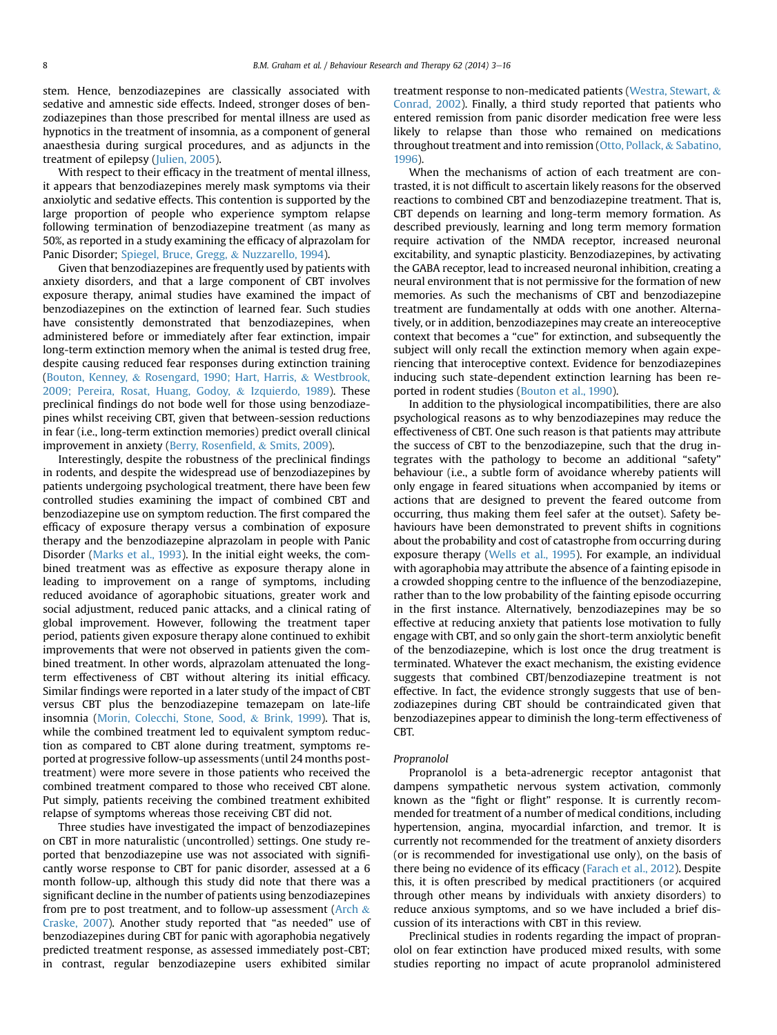stem. Hence, benzodiazepines are classically associated with sedative and amnestic side effects. Indeed, stronger doses of benzodiazepines than those prescribed for mental illness are used as hypnotics in the treatment of insomnia, as a component of general anaesthesia during surgical procedures, and as adjuncts in the treatment of epilepsy (Julien, 2005).

With respect to their efficacy in the treatment of mental illness, it appears that benzodiazepines merely mask symptoms via their anxiolytic and sedative effects. This contention is supported by the large proportion of people who experience symptom relapse following termination of benzodiazepine treatment (as many as 50%, as reported in a study examining the efficacy of alprazolam for Panic Disorder; Spiegel, Bruce, Gregg, & Nuzzarello, 1994).

Given that benzodiazepines are frequently used by patients with anxiety disorders, and that a large component of CBT involves exposure therapy, animal studies have examined the impact of benzodiazepines on the extinction of learned fear. Such studies have consistently demonstrated that benzodiazepines, when administered before or immediately after fear extinction, impair long-term extinction memory when the animal is tested drug free, despite causing reduced fear responses during extinction training (Bouton, Kenney, & Rosengard, 1990; Hart, Harris, & Westbrook, 2009; Pereira, Rosat, Huang, Godoy, & Izquierdo, 1989). These preclinical findings do not bode well for those using benzodiazepines whilst receiving CBT, given that between-session reductions in fear (i.e., long-term extinction memories) predict overall clinical improvement in anxiety (Berry, Rosenfield, & Smits, 2009).

Interestingly, despite the robustness of the preclinical findings in rodents, and despite the widespread use of benzodiazepines by patients undergoing psychological treatment, there have been few controlled studies examining the impact of combined CBT and benzodiazepine use on symptom reduction. The first compared the efficacy of exposure therapy versus a combination of exposure therapy and the benzodiazepine alprazolam in people with Panic Disorder (Marks et al., 1993). In the initial eight weeks, the combined treatment was as effective as exposure therapy alone in leading to improvement on a range of symptoms, including reduced avoidance of agoraphobic situations, greater work and social adjustment, reduced panic attacks, and a clinical rating of global improvement. However, following the treatment taper period, patients given exposure therapy alone continued to exhibit improvements that were not observed in patients given the combined treatment. In other words, alprazolam attenuated the long-term effectiveness of CBT without altering its initial efficacy. Similar findings were reported in a later study of the impact of CBT versus CBT plus the benzodiazepine temazepam on late-life insomnia (Morin, Colecchi, Stone, Sood, & Brink, 1999). That is, while the combined treatment led to equivalent symptom reduction as compared to CBT alone during treatment, symptoms reported at progressive follow-up assessments (until 24 months post-treatment) were more severe in those patients who received the combined treatment compared to those who received CBT alone. Put simply, patients receiving the combined treatment exhibited relapse of symptoms whereas those receiving CBT did not.

Three studies have investigated the impact of benzodiazepines on CBT in more naturalistic (uncontrolled) settings. One study reported that benzodiazepine use was not associated with significantly worse response to CBT for panic disorder, assessed at a 6 month follow-up, although this study did note that there was a significant decline in the number of patients using benzodiazepines from pre to post treatment, and to follow-up assessment (Arch & Craske, 2007). Another study reported that "as needed" use of benzodiazepines during CBT for panic with agoraphobia negatively predicted treatment response, as assessed immediately post-CBT; in contrast, regular benzodiazepine users exhibited similar treatment response to non-medicated patients (Westra, Stewart, & Conrad, 2002). Finally, a third study reported that patients who entered remission from panic disorder medication free were less likely to relapse than those who remained on medications throughout treatment and into remission (Otto, Pollack, & Sabatino, 1996).

When the mechanisms of action of each treatment are contrasted, it is not difficult to ascertain likely reasons for the observed reactions to combined CBT and benzodiazepine treatment. That is, CBT depends on learning and long-term memory formation. As described previously, learning and long term memory formation require activation of the NMDA receptor, increased neuronal excitability, and synaptic plasticity. Benzodiazepines, by activating the GABA receptor, lead to increased neuronal inhibition, creating a neural environment that is not permissive for the formation of new memories. As such the mechanisms of CBT and benzodiazepine treatment are fundamentally at odds with one another. Alternatively, or in addition, benzodiazepines may create an intereoceptive context that becomes a "cue" for extinction, and subsequently the subject will only recall the extinction memory when again experiencing that interoceptive context. Evidence for benzodiazepines inducing such state-dependent extinction learning has been reported in rodent studies (Bouton et al., 1990).

In addition to the physiological incompatibilities, there are also psychological reasons as to why benzodiazepines may reduce the effectiveness of CBT. One such reason is that patients may attribute the success of CBT to the benzodiazepine, such that the drug integrates with the pathology to become an additional "safety" behaviour (i.e., a subtle form of avoidance whereby patients will only engage in feared situations when accompanied by items or actions that are designed to prevent the feared outcome from occurring, thus making them feel safer at the outset). Safety behaviours have been demonstrated to prevent shifts in cognitions about the probability and cost of catastrophe from occurring during exposure therapy (Wells et al., 1995). For example, an individual with agoraphobia may attribute the absence of a fainting episode in a crowded shopping centre to the influence of the benzodiazepine, rather than to the low probability of the fainting episode occurring in the first instance. Alternatively, benzodiazepines may be so effective at reducing anxiety that patients lose motivation to fully engage with CBT, and so only gain the short-term anxiolytic benefit of the benzodiazepine, which is lost once the drug treatment is terminated. Whatever the exact mechanism, the existing evidence suggests that combined CBT/benzodiazepine treatment is not effective. In fact, the evidence strongly suggests that use of benzodiazepines during CBT should be contraindicated given that benzodiazepines appear to diminish the long-term effectiveness of CBT.

*Propranolol*

Propranolol is a beta-adrenergic receptor antagonist that dampens sympathetic nervous system activation, commonly known as the "fight or flight" response. It is currently recommended for treatment of a number of medical conditions, including hypertension, angina, myocardial infarction, and tremor. It is currently not recommended for the treatment of anxiety disorders (or is recommended for investigational use only), on the basis of there being no evidence of its efficacy (Farach et al., 2012). Despite this, it is often prescribed by medical practitioners (or acquired through other means by individuals with anxiety disorders) to reduce anxious symptoms, and so we have included a brief discussion of its interactions with CBT in this review.

Preclinical studies in rodents regarding the impact of propranolol on fear extinction have produced mixed results, with some studies reporting no impact of acute propranolol administered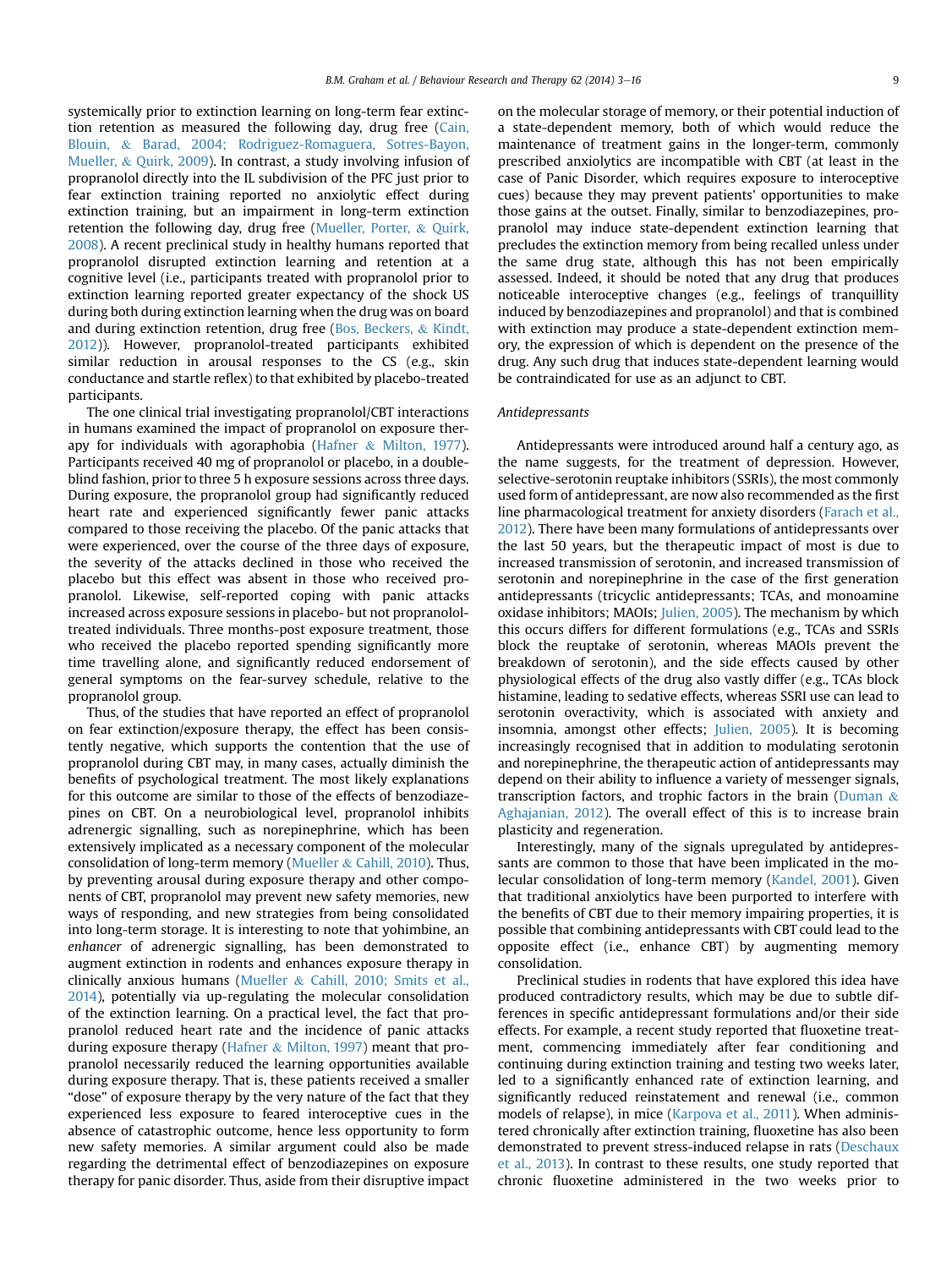systemically prior to extinction learning on long-term fear extinction retention as measured the following day, drug free (Cain, Blouin, & Barad, 2004; Rodriguez-Romaguera, Sotres-Bayon, Mueller, & Quirk, 2009). In contrast, a study involving infusion of propranolol directly into the IL subdivision of the PFC just prior to fear extinction training reported no anxiolytic effect during extinction training, but an impairment in long-term extinction retention the following day, drug free (Mueller, Porter, & Quirk, 2008). A recent preclinical study in healthy humans reported that propranolol disrupted extinction learning and retention at a cognitive level (i.e., participants treated with propranolol prior to extinction learning reported greater expectancy of the shock US during both during extinction learning when the drug was on board and during extinction retention, drug free (Bos, Beckers, & Kindt, 2012)). However, propranolol-treated participants exhibited similar reduction in arousal responses to the CS (e.g., skin conductance and startle reflex) to that exhibited by placebo-treated participants.

The one clinical trial investigating propranolol/CBT interactions in humans examined the impact of propranolol on exposure therapy for individuals with agoraphobia (Hafner & Milton, 1977). Participants received 40 mg of propranolol or placebo, in a double-blind fashion, prior to three 5 h exposure sessions across three days. During exposure, the propranolol group had significantly reduced heart rate and experienced significantly fewer panic attacks compared to those receiving the placebo. Of the panic attacks that were experienced, over the course of the three days of exposure, the severity of the attacks declined in those who received the placebo but this effect was absent in those who received propranolol. Likewise, self-reported coping with panic attacks increased across exposure sessions in placebo- but not propranolol-treated individuals. Three months-post exposure treatment, those who received the placebo reported spending significantly more time travelling alone, and significantly reduced endorsement of general symptoms on the fear-survey schedule, relative to the propranolol group.

Thus, of the studies that have reported an effect of propranolol on fear extinction/exposure therapy, the effect has been consistently negative, which supports the contention that the use of propranolol during CBT may, in many cases, actually diminish the benefits of psychological treatment. The most likely explanations for this outcome are similar to those of the effects of benzodiazepines on CBT. On a neurobiological level, propranolol inhibits adrenergic signalling, such as norepinephrine, which has been extensively implicated as a necessary component of the molecular consolidation of long-term memory (Mueller & Cahill, 2010). Thus, by preventing arousal during exposure therapy and other components of CBT, propranolol may prevent new safety memories, new ways of responding, and new strategies from being consolidated into long-term storage. It is interesting to note that yohimbine, an *enhancer* of adrenergic signalling, has been demonstrated to augment extinction in rodents and enhances exposure therapy in clinically anxious humans (Mueller & Cahill, 2010; Smits et al., 2014), potentially via up-regulating the molecular consolidation of the extinction learning. On a practical level, the fact that propranolol reduced heart rate and the incidence of panic attacks during exposure therapy (Hafner & Milton, 1997) meant that propranolol necessarily reduced the learning opportunities available during exposure therapy. That is, these patients received a smaller "dose" of exposure therapy by the very nature of the fact that they experienced less exposure to feared interoceptive cues in the absence of catastrophic outcome, hence less opportunity to form new safety memories. A similar argument could also be made regarding the detrimental effect of benzodiazepines on exposure therapy for panic disorder. Thus, aside from their disruptive impact on the molecular storage of memory, or their potential induction of a state-dependent memory, both of which would reduce the maintenance of treatment gains in the longer-term, commonly prescribed anxiolytics are incompatible with CBT (at least in the case of Panic Disorder, which requires exposure to interoceptive cues) because they may prevent patients' opportunities to make those gains at the outset. Finally, similar to benzodiazepines, propranolol may induce state-dependent extinction learning that precludes the extinction memory from being recalled unless under the same drug state, although this has not been empirically assessed. Indeed, it should be noted that any drug that produces noticeable interoceptive changes (e.g., feelings of tranquillity induced by benzodiazepines and propranolol) and that is combined with extinction may produce a state-dependent extinction memory, the expression of which is dependent on the presence of the drug. Any such drug that induces state-dependent learning would be contraindicated for use as an adjunct to CBT.

### Antidepressants

Antidepressants were introduced around half a century ago, as the name suggests, for the treatment of depression. However, selective-serotonin reuptake inhibitors (SSRIs), the most commonly used form of antidepressant, are now also recommended as the first line pharmacological treatment for anxiety disorders (Farach et al., 2012). There have been many formulations of antidepressants over the last 50 years, but the therapeutic impact of most is due to increased transmission of serotonin, and increased transmission of serotonin and norepinephrine in the case of the first generation antidepressants (tricyclic antidepressants; TCAs, and monoamine oxidase inhibitors; MAOIs; Julien, 2005). The mechanism by which this occurs differs for different formulations (e.g., TCAs and SSRIs block the reuptake of serotonin, whereas MAOIs prevent the breakdown of serotonin), and the side effects caused by other physiological effects of the drug also vastly differ (e.g., TCAs block histamine, leading to sedative effects, whereas SSRI use can lead to serotonin overactivity, which is associated with anxiety and insomnia, amongst other effects; Julien, 2005). It is becoming increasingly recognised that in addition to modulating serotonin and norepinephrine, the therapeutic action of antidepressants may depend on their ability to influence a variety of messenger signals, transcription factors, and trophic factors in the brain (Duman & Aghajanian, 2012). The overall effect of this is to increase brain plasticity and regeneration.

Interestingly, many of the signals upregulated by antidepressants are common to those that have been implicated in the molecular consolidation of long-term memory (Kandel, 2001). Given that traditional anxiolytics have been purported to interfere with the benefits of CBT due to their memory impairing properties, it is possible that combining antidepressants with CBT could lead to the opposite effect (i.e., enhance CBT) by augmenting memory consolidation.

Preclinical studies in rodents that have explored this idea have produced contradictory results, which may be due to subtle differences in specific antidepressant formulations and/or their side effects. For example, a recent study reported that fluoxetine treatment, commencing immediately after fear conditioning and continuing during extinction training and testing two weeks later, led to a significantly enhanced rate of extinction learning, and significantly reduced reinstatement and renewal (i.e., common models of relapse), in mice (Karpova et al., 2011). When administered chronically after extinction training, fluoxetine has also been demonstrated to prevent stress-induced relapse in rats (Deschaux et al., 2013). In contrast to these results, one study reported that chronic fluoxetine administered in the two weeks prior to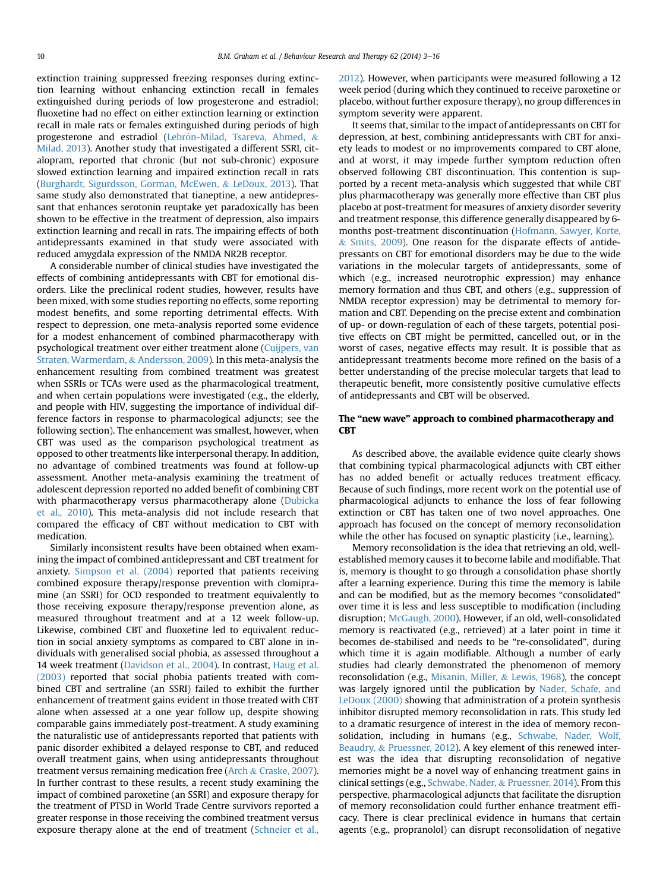extinction training suppressed freezing responses during extinction learning without enhancing extinction recall in females extinguished during periods of low progesterone and estradiol; fluoxetine had no effect on either extinction learning or extinction recall in male rats or females extinguished during periods of high progesterone and estradiol (Lebrón-Milad, Tsareva, Ahmed, & Milad, 2013). Another study that investigated a different SSRI, citalopram, reported that chronic (but not sub-chronic) exposure slowed extinction learning and impaired extinction recall in rats (Burghardt, Sigurdsson, Gorman, McEwen, & LeDoux, 2013). That same study also demonstrated that tianeptine, a new antidepressant that enhances serotonin reuptake yet paradoxically has been shown to be effective in the treatment of depression, also impairs extinction learning and recall in rats. The impairing effects of both antidepressants examined in that study were associated with reduced amygdala expression of the NMDA NR2B receptor.

A considerable number of clinical studies have investigated the effects of combining antidepressants with CBT for emotional disorders. Like the preclinical rodent studies, however, results have been mixed, with some studies reporting no effects, some reporting modest benefits, and some reporting detrimental effects. With respect to depression, one meta-analysis reported some evidence for a modest enhancement of combined pharmacotherapy with psychological treatment over either treatment alone (Cuijpers, van Straten, Warmerdam, & Andersson, 2009). In this meta-analysis the enhancement resulting from combined treatment was greatest when SSRIs or TCAs were used as the pharmacological treatment, and when certain populations were investigated (e.g., the elderly, and people with HIV, suggesting the importance of individual difference factors in response to pharmacological adjuncts; see the following section). The enhancement was smallest, however, when CBT was used as the comparison psychological treatment as opposed to other treatments like interpersonal therapy. In addition, no advantage of combined treatments was found at follow-up assessment. Another meta-analysis examining the treatment of adolescent depression reported no added benefit of combining CBT with pharmacotherapy versus pharmacotherapy alone (Dubicka et al., 2010). This meta-analysis did not include research that compared the efficacy of CBT without medication to CBT with medication.

Similarly inconsistent results have been obtained when examining the impact of combined antidepressant and CBT treatment for anxiety. Simpson et al. (2004) reported that patients receiving combined exposure therapy/response prevention with clomipramine (an SSRI) for OCD responded to treatment equivalently to those receiving exposure therapy/response prevention alone, as measured throughout treatment and at a 12 week follow-up. Likewise, combined CBT and fluoxetine led to equivalent reduction in social anxiety symptoms as compared to CBT alone in individuals with generalised social phobia, as assessed throughout a 14 week treatment (Davidson et al., 2004). In contrast, Haug et al. (2003) reported that social phobia patients treated with combined CBT and sertraline (an SSRI) failed to exhibit the further enhancement of treatment gains evident in those treated with CBT alone when assessed at a one year follow up, despite showing comparable gains immediately post-treatment. A study examining the naturalistic use of antidepressants reported that patients with panic disorder exhibited a delayed response to CBT, and reduced overall treatment gains, when using antidepressants throughout treatment versus remaining medication free (Arch & Craske, 2007). In further contrast to these results, a recent study examining the impact of combined paroxetine (an SSRI) and exposure therapy for the treatment of PTSD in World Trade Centre survivors reported a greater response in those receiving the combined treatment versus exposure therapy alone at the end of treatment (Schneier et al., 2012). However, when participants were measured following a 12 week period (during which they continued to receive paroxetine or placebo, without further exposure therapy), no group differences in symptom severity were apparent.

It seems that, similar to the impact of antidepressants on CBT for depression, at best, combining antidepressants with CBT for anxiety leads to modest or no improvements compared to CBT alone, and at worst, it may impede further symptom reduction often observed following CBT discontinuation. This contention is supported by a recent meta-analysis which suggested that while CBT plus pharmacotherapy was generally more effective than CBT plus placebo at post-treatment for measures of anxiety disorder severity and treatment response, this difference generally disappeared by 6-months post-treatment discontinuation (Hofmann, Sawyer, Korte, & Smits, 2009). One reason for the disparate effects of antidepressants on CBT for emotional disorders may be due to the wide variations in the molecular targets of antidepressants, some of which (e.g., increased neurotrophic expression) may enhance memory formation and thus CBT, and others (e.g., suppression of NMDA receptor expression) may be detrimental to memory formation and CBT. Depending on the precise extent and combination of up- or down-regulation of each of these targets, potential positive effects on CBT might be permitted, cancelled out, or in the worst of cases, negative effects may result. It is possible that as antidepressant treatments become more refined on the basis of a better understanding of the precise molecular targets that lead to therapeutic benefit, more consistently positive cumulative effects of antidepressants and CBT will be observed.

## The "new wave" approach to combined pharmacotherapy and CBT

As described above, the available evidence quite clearly shows that combining typical pharmacological adjuncts with CBT either has no added benefit or actually reduces treatment efficacy. Because of such findings, more recent work on the potential use of pharmacological adjuncts to enhance the loss of fear following extinction or CBT has taken one of two novel approaches. One approach has focused on the concept of memory reconsolidation while the other has focused on synaptic plasticity (i.e., learning).

Memory reconsolidation is the idea that retrieving an old, well-established memory causes it to become labile and modifiable. That is, memory is thought to go through a consolidation phase shortly after a learning experience. During this time the memory is labile and can be modified, but as the memory becomes "consolidated" over time it is less and less susceptible to modification (including disruption; McGaugh, 2000). However, if an old, well-consolidated memory is reactivated (e.g., retrieved) at a later point in time it becomes de-stabilised and needs to be "re-consolidated", during which time it is again modifiable. Although a number of early studies had clearly demonstrated the phenomenon of memory reconsolidation (e.g., Misanin, Miller, & Lewis, 1968), the concept was largely ignored until the publication by Nader, Schafe, and LeDoux (2000) showing that administration of a protein synthesis inhibitor disrupted memory reconsolidation in rats. This study led to a dramatic resurgence of interest in the idea of memory reconsolidation, including in humans (e.g., Schwabe, Nader, Wolf, Beaudry, & Pruessner, 2012). A key element of this renewed interest was the idea that disrupting reconsolidation of negative memories might be a novel way of enhancing treatment gains in clinical settings (e.g., Schwabe, Nader, & Pruessner, 2014). From this perspective, pharmacological adjuncts that facilitate the disruption of memory reconsolidation could further enhance treatment efficacy. There is clear preclinical evidence in humans that certain agents (e.g., propranolol) can disrupt reconsolidation of negative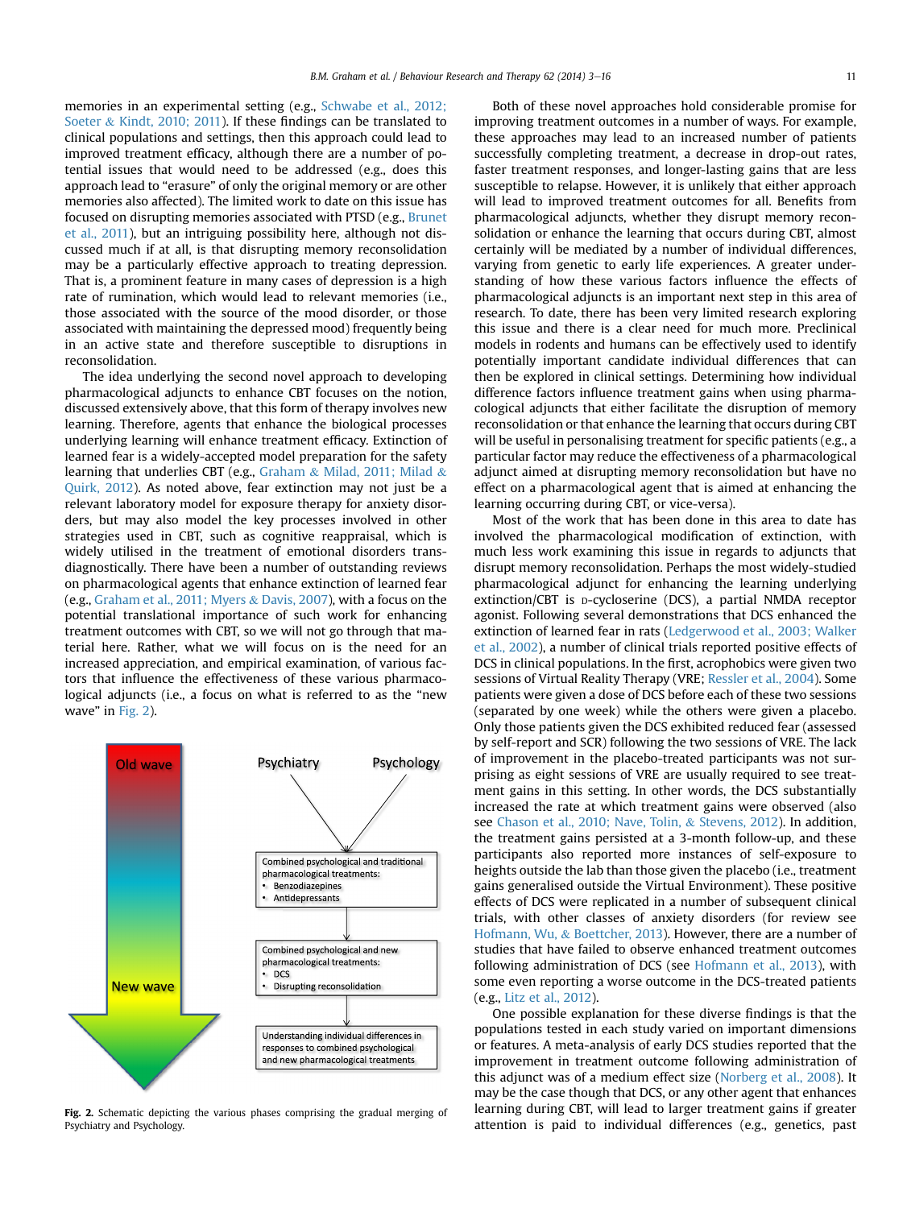memories in an experimental setting (e.g., Schwabe et al., 2012; Soeter & Kindt, 2010; 2011). If these findings can be translated to clinical populations and settings, then this approach could lead to improved treatment efficacy, although there are a number of potential issues that would need to be addressed (e.g., does this approach lead to "erasure" of only the original memory or are other memories also affected). The limited work to date on this issue has focused on disrupting memories associated with PTSD (e.g., Brunet et al., 2011), but an intriguing possibility here, although not discussed much if at all, is that disrupting memory reconsolidation may be a particularly effective approach to treating depression. That is, a prominent feature in many cases of depression is a high rate of rumination, which would lead to relevant memories (i.e., those associated with the source of the mood disorder, or those associated with maintaining the depressed mood) frequently being in an active state and therefore susceptible to disruptions in reconsolidation.

The idea underlying the second novel approach to developing pharmacological adjuncts to enhance CBT focuses on the notion, discussed extensively above, that this form of therapy involves new learning. Therefore, agents that enhance the biological processes underlying learning will enhance treatment efficacy. Extinction of learned fear is a widely-accepted model preparation for the safety learning that underlies CBT (e.g., Graham & Milad, 2011; Milad & Quirk, 2012). As noted above, fear extinction may not just be a relevant laboratory model for exposure therapy for anxiety disorders, but may also model the key processes involved in other strategies used in CBT, such as cognitive reappraisal, which is widely utilised in the treatment of emotional disorders transdiagnostically. There have been a number of outstanding reviews on pharmacological agents that enhance extinction of learned fear (e.g., Graham et al., 2011; Myers & Davis, 2007), with a focus on the potential translational importance of such work for enhancing treatment outcomes with CBT, so we will not go through that material here. Rather, what we will focus on is the need for an increased appreciation, and empirical examination, of various factors that influence the effectiveness of these various pharmacological adjuncts (i.e., a focus on what is referred to as the "new wave" in Fig. 2).

**Fig. 2.** Schematic depicting the various phases comprising the gradual merging of Psychiatry and Psychology.

Both of these novel approaches hold considerable promise for improving treatment outcomes in a number of ways. For example, these approaches may lead to an increased number of patients successfully completing treatment, a decrease in drop-out rates, faster treatment responses, and longer-lasting gains that are less susceptible to relapse. However, it is unlikely that either approach will lead to improved treatment outcomes for all. Benefits from pharmacological adjuncts, whether they disrupt memory reconsolidation or enhance the learning that occurs during CBT, almost certainly will be mediated by a number of individual differences, varying from genetic to early life experiences. A greater understanding of how these various factors influence the effects of pharmacological adjuncts is an important next step in this area of research. To date, there has been very limited research exploring this issue and there is a clear need for much more. Preclinical models in rodents and humans can be effectively used to identify potentially important candidate individual differences that can then be explored in clinical settings. Determining how individual difference factors influence treatment gains when using pharmacological adjuncts that either facilitate the disruption of memory reconsolidation or that enhance the learning that occurs during CBT will be useful in personalising treatment for specific patients (e.g., a particular factor may reduce the effectiveness of a pharmacological adjunct aimed at disrupting memory reconsolidation but have no effect on a pharmacological agent that is aimed at enhancing the learning occurring during CBT, or vice-versa).

Most of the work that has been done in this area to date has involved the pharmacological modification of extinction, with much less work examining this issue in regards to adjuncts that disrupt memory reconsolidation. Perhaps the most widely-studied pharmacological adjunct for enhancing the learning underlying extinction/CBT is D-cycloserine (DCS), a partial NMDA receptor agonist. Following several demonstrations that DCS enhanced the extinction of learned fear in rats (Ledgerwood et al., 2003; Walker et al., 2002), a number of clinical trials reported positive effects of DCS in clinical populations. In the first, acrophobics were given two sessions of Virtual Reality Therapy (VRE; Ressler et al., 2004). Some patients were given a dose of DCS before each of these two sessions (separated by one week) while the others were given a placebo. Only those patients given the DCS exhibited reduced fear (assessed by self-report and SCR) following the two sessions of VRE. The lack of improvement in the placebo-treated participants was not surprising as eight sessions of VRE are usually required to see treatment gains in this setting. In other words, the DCS substantially increased the rate at which treatment gains were observed (also see Chason et al., 2010; Nave, Tolin, & Stevens, 2012). In addition, the treatment gains persisted at a 3-month follow-up, and these participants also reported more instances of self-exposure to heights outside the lab than those given the placebo (i.e., treatment gains generalised outside the Virtual Environment). These positive effects of DCS were replicated in a number of subsequent clinical trials, with other classes of anxiety disorders (for review see Hofmann, Wu, & Boettcher, 2013). However, there are a number of studies that have failed to observe enhanced treatment outcomes following administration of DCS (see Hofmann et al., 2013), with some even reporting a worse outcome in the DCS-treated patients (e.g., Litz et al., 2012).

One possible explanation for these diverse findings is that the populations tested in each study varied on important dimensions or features. A meta-analysis of early DCS studies reported that the improvement in treatment outcome following administration of this adjunct was of a medium effect size (Norberg et al., 2008). It may be the case though that DCS, or any other agent that enhances learning during CBT, will lead to larger treatment gains if greater attention is paid to individual differences (e.g., genetics, past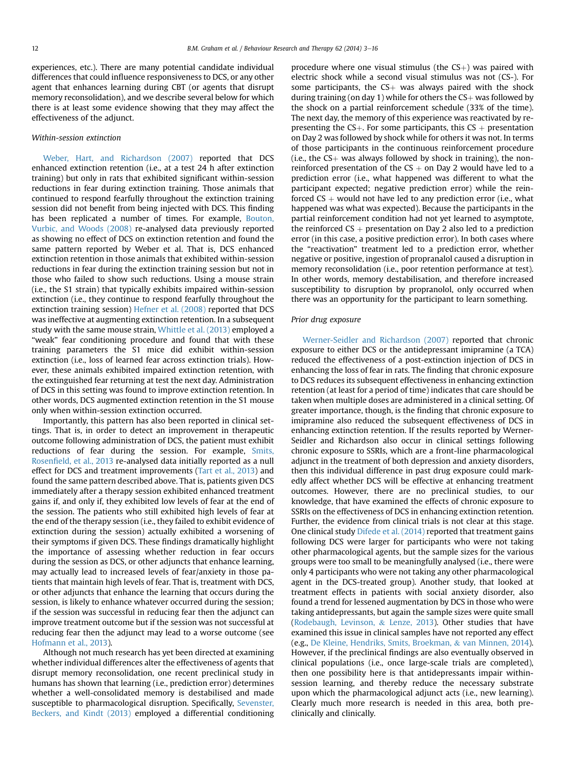experiences, etc.). There are many potential candidate individual differences that could influence responsiveness to DCS, or any other agent that enhances learning during CBT (or agents that disrupt memory reconsolidation), and we describe several below for which there is at least some evidence showing that they may affect the effectiveness of the adjunct.

### Within-session extinction

Weber, Hart, and Richardson (2007) reported that DCS enhanced extinction retention (i.e., at a test 24 h after extinction training) but only in rats that exhibited significant within-session reductions in fear during extinction training. Those animals that continued to respond fearfully throughout the extinction training session did not benefit from being injected with DCS. This finding has been replicated a number of times. For example, Bouton, Vurbic, and Woods (2008) re-analysed data previously reported as showing no effect of DCS on extinction retention and found the same pattern reported by Weber et al. That is, DCS enhanced extinction retention in those animals that exhibited within-session reductions in fear during the extinction training session but not in those who failed to show such reductions. Using a mouse strain (i.e., the S1 strain) that typically exhibits impaired within-session extinction (i.e., they continue to respond fearfully throughout the extinction training session) Hefner et al. (2008) reported that DCS was ineffective at augmenting extinction retention. In a subsequent study with the same mouse strain, Whittle et al. (2013) employed a "weak" fear conditioning procedure and found that with these training parameters the S1 mice did exhibit within-session extinction (i.e., loss of learned fear across extinction trials). However, these animals exhibited impaired extinction retention, with the extinguished fear returning at test the next day. Administration of DCS in this setting was found to improve extinction retention. In other words, DCS augmented extinction retention in the S1 mouse only when within-session extinction occurred.

Importantly, this pattern has also been reported in clinical settings. That is, in order to detect an improvement in therapeutic outcome following administration of DCS, the patient must exhibit reductions of fear during the session. For example, Smits, Rosenfield, et al., 2013 re-analysed data initially reported as a null effect for DCS and treatment improvements (Tart et al., 2013) and found the same pattern described above. That is, patients given DCS immediately after a therapy session exhibited enhanced treatment gains if, and only if, they exhibited low levels of fear at the end of the session. The patients who still exhibited high levels of fear at the end of the therapy session (i.e., they failed to exhibit evidence of extinction during the session) actually exhibited a worsening of their symptoms if given DCS. These findings dramatically highlight the importance of assessing whether reduction in fear occurs during the session as DCS, or other adjuncts that enhance learning, may actually lead to increased levels of fear/anxiety in those patients that maintain high levels of fear. That is, treatment with DCS, or other adjuncts that enhance the learning that occurs during the session, is likely to enhance whatever occurred during the session; if the session was successful in reducing fear then the adjunct can improve treatment outcome but if the session was not successful at reducing fear then the adjunct may lead to a worse outcome (see Hofmann et al., 2013).

Although not much research has yet been directed at examining whether individual differences alter the effectiveness of agents that disrupt memory reconsolidation, one recent preclinical study in humans has shown that learning (i.e., prediction error) determines whether a well-consolidated memory is destabilised and made susceptible to pharmacological disruption. Specifically, Sevenster, Beckers, and Kindt (2013) employed a differential conditioning procedure where one visual stimulus (the CS+) was paired with electric shock while a second visual stimulus was not (CS-). For some participants, the CS+ was always paired with the shock during training (on day 1) while for others the CS+ was followed by the shock on a partial reinforcement schedule (33% of the time). The next day, the memory of this experience was reactivated by re-presenting the CS+. For some participants, this CS + presentation on Day 2 was followed by shock while for others it was not. In terms of those participants in the continuous reinforcement procedure (i.e., the CS+ was always followed by shock in training), the non-reinforced presentation of the CS + on Day 2 would have led to a prediction error (i.e., what happened was different to what the participant expected; negative prediction error) while the reinforced CS + would not have led to any prediction error (i.e., what happened was what was expected). Because the participants in the partial reinforcement condition had not yet learned to asymptote, the reinforced CS + presentation on Day 2 also led to a prediction error (in this case, a positive prediction error). In both cases where the "reactivation" treatment led to a prediction error, whether negative or positive, ingestion of propranolol caused a disruption in memory reconsolidation (i.e., poor retention performance at test). In other words, memory destabilisation, and therefore increased susceptibility to disruption by propranolol, only occurred when there was an opportunity for the participant to learn something.

### Prior drug exposure

Werner-Seidler and Richardson (2007) reported that chronic exposure to either DCS or the antidepressant imipramine (a TCA) reduced the effectiveness of a post-extinction injection of DCS in enhancing the loss of fear in rats. The finding that chronic exposure to DCS reduces its subsequent effectiveness in enhancing extinction retention (at least for a period of time) indicates that care should be taken when multiple doses are administered in a clinical setting. Of greater importance, though, is the finding that chronic exposure to imipramine also reduced the subsequent effectiveness of DCS in enhancing extinction retention. If the results reported by Werner-Seidler and Richardson also occur in clinical settings following chronic exposure to SSRIs, which are a front-line pharmacological adjunct in the treatment of both depression and anxiety disorders, then this individual difference in past drug exposure could markedly affect whether DCS will be effective at enhancing treatment outcomes. However, there are no preclinical studies, to our knowledge, that have examined the effects of chronic exposure to SSRIs on the effectiveness of DCS in enhancing extinction retention. Further, the evidence from clinical trials is not clear at this stage. One clinical study Difede et al. (2014) reported that treatment gains following DCS were larger for participants who were not taking other pharmacological agents, but the sample sizes for the various groups were too small to be meaningfully analysed (i.e., there were only 4 participants who were not taking any other pharmacological agent in the DCS-treated group). Another study, that looked at treatment effects in patients with social anxiety disorder, also found a trend for lessened augmentation by DCS in those who were taking antidepressants, but again the sample sizes were quite small (Rodebaugh, Levinson, & Lenze, 2013). Other studies that have examined this issue in clinical samples have not reported any effect (e.g., De Kleine, Hendriks, Smits, Broekman, & van Minnen, 2014). However, if the preclinical findings are also eventually observed in clinical populations (i.e., once large-scale trials are completed), then one possibility here is that antidepressants impair within-session learning, and thereby reduce the necessary substrate upon which the pharmacological adjunct acts (i.e., new learning). Clearly much more research is needed in this area, both preclinically and clinically.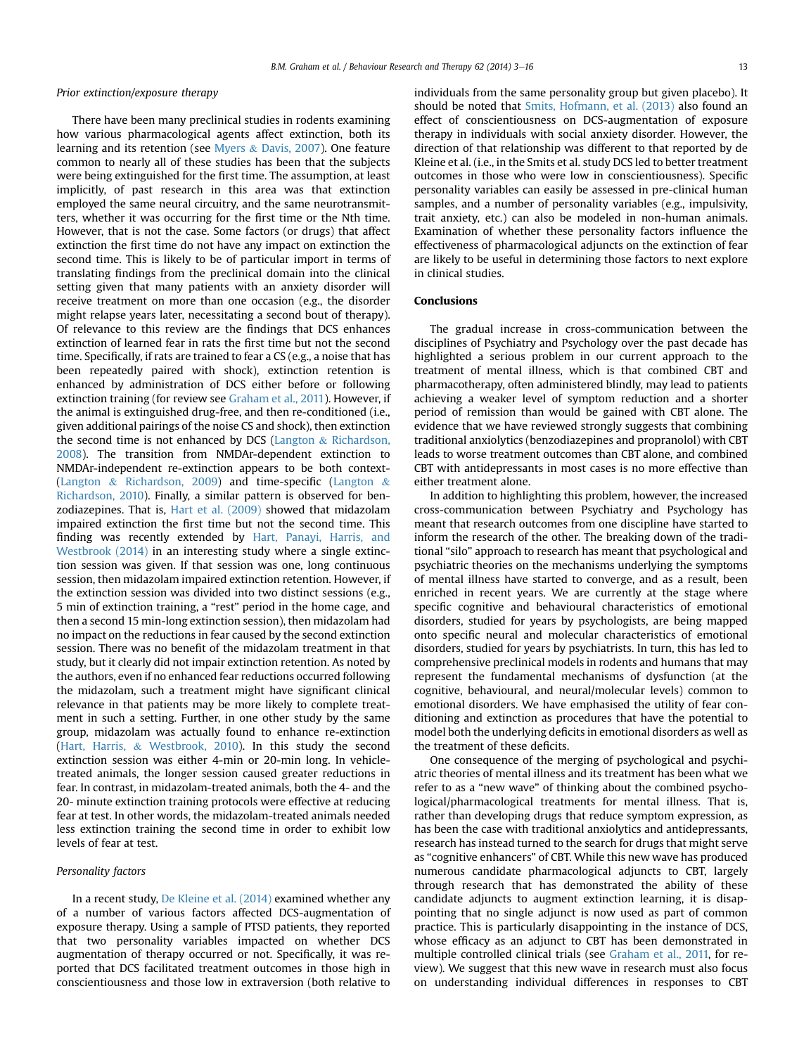### Prior extinction/exposure therapy

There have been many preclinical studies in rodents examining how various pharmacological agents affect extinction, both its learning and its retention (see Myers & Davis, 2007). One feature common to nearly all of these studies has been that the subjects were being extinguished for the first time. The assumption, at least implicitly, of past research in this area was that extinction employed the same neural circuitry, and the same neurotransmitters, whether it was occurring for the first time or the Nth time. However, that is not the case. Some factors (or drugs) that affect extinction the first time do not have any impact on extinction the second time. This is likely to be of particular import in terms of translating findings from the preclinical domain into the clinical setting given that many patients with an anxiety disorder will receive treatment on more than one occasion (e.g., the disorder might relapse years later, necessitating a second bout of therapy). Of relevance to this review are the findings that DCS enhances extinction of learned fear in rats the first time but not the second time. Specifically, if rats are trained to fear a CS (e.g., a noise that has been repeatedly paired with shock), extinction retention is enhanced by administration of DCS either before or following extinction training (for review see Graham et al., 2011). However, if the animal is extinguished drug-free, and then re-conditioned (i.e., given additional pairings of the noise CS and shock), then extinction the second time is not enhanced by DCS (Langton & Richardson, 2008). The transition from NMDAr-dependent extinction to NMDAr-independent re-extinction appears to be both context- (Langton & Richardson, 2009) and time-specific (Langton & Richardson, 2010). Finally, a similar pattern is observed for benzodiazepines. That is, Hart et al. (2009) showed that midazolam impaired extinction the first time but not the second time. This finding was recently extended by Hart, Panayi, Harris, and Westbrook (2014) in an interesting study where a single extinction session was given. If that session was one, long continuous session, then midazolam impaired extinction retention. However, if the extinction session was divided into two distinct sessions (e.g., 5 min of extinction training, a "rest" period in the home cage, and then a second 15 min-long extinction session), then midazolam had no impact on the reductions in fear caused by the second extinction session. There was no benefit of the midazolam treatment in that study, but it clearly did not impair extinction retention. As noted by the authors, even if no enhanced fear reductions occurred following the midazolam, such a treatment might have significant clinical relevance in that patients may be more likely to complete treatment in such a setting. Further, in one other study by the same group, midazolam was actually found to enhance re-extinction (Hart, Harris, & Westbrook, 2010). In this study the second extinction session was either 4-min or 20-min long. In vehicle-treated animals, the longer session caused greater reductions in fear. In contrast, in midazolam-treated animals, both the 4- and the 20- minute extinction training protocols were effective at reducing fear at test. In other words, the midazolam-treated animals needed less extinction training the second time in order to exhibit low levels of fear at test.

### Personality factors

In a recent study, De Kleine et al. (2014) examined whether any of a number of various factors affected DCS-augmentation of exposure therapy. Using a sample of PTSD patients, they reported that two personality variables impacted on whether DCS augmentation of therapy occurred or not. Specifically, it was reported that DCS facilitated treatment outcomes in those high in conscientiousness and those low in extraversion (both relative to individuals from the same personality group but given placebo). It should be noted that Smits, Hofmann, et al. (2013) also found an effect of conscientiousness on DCS-augmentation of exposure therapy in individuals with social anxiety disorder. However, the direction of that relationship was different to that reported by de Kleine et al. (i.e., in the Smits et al. study DCS led to better treatment outcomes in those who were low in conscientiousness). Specific personality variables can easily be assessed in pre-clinical human samples, and a number of personality variables (e.g., impulsivity, trait anxiety, etc.) can also be modeled in non-human animals. Examination of whether these personality factors influence the effectiveness of pharmacological adjuncts on the extinction of fear are likely to be useful in determining those factors to next explore in clinical studies.

## Conclusions

The gradual increase in cross-communication between the disciplines of Psychiatry and Psychology over the past decade has highlighted a serious problem in our current approach to the treatment of mental illness, which is that combined CBT and pharmacotherapy, often administered blindly, may lead to patients achieving a weaker level of symptom reduction and a shorter period of remission than would be gained with CBT alone. The evidence that we have reviewed strongly suggests that combining traditional anxiolytics (benzodiazepines and propranolol) with CBT leads to worse treatment outcomes than CBT alone, and combined CBT with antidepressants in most cases is no more effective than either treatment alone.

In addition to highlighting this problem, however, the increased cross-communication between Psychiatry and Psychology has meant that research outcomes from one discipline have started to inform the research of the other. The breaking down of the traditional "silo" approach to research has meant that psychological and psychiatric theories on the mechanisms underlying the symptoms of mental illness have started to converge, and as a result, been enriched in recent years. We are currently at the stage where specific cognitive and behavioural characteristics of emotional disorders, studied for years by psychologists, are being mapped onto specific neural and molecular characteristics of emotional disorders, studied for years by psychiatrists. In turn, this has led to comprehensive preclinical models in rodents and humans that may represent the fundamental mechanisms of dysfunction (at the cognitive, behavioural, and neural/molecular levels) common to emotional disorders. We have emphasised the utility of fear conditioning and extinction as procedures that have the potential to model both the underlying deficits in emotional disorders as well as the treatment of these deficits.

One consequence of the merging of psychological and psychiatric theories of mental illness and its treatment has been what we refer to as a "new wave" of thinking about the combined psychological/pharmacological treatments for mental illness. That is, rather than developing drugs that reduce symptom expression, as has been the case with traditional anxiolytics and antidepressants, research has instead turned to the search for drugs that might serve as "cognitive enhancers" of CBT. While this new wave has produced numerous candidate pharmacological adjuncts to CBT, largely through research that has demonstrated the ability of these candidate adjuncts to augment extinction learning, it is disappointing that no single adjunct is now used as part of common practice. This is particularly disappointing in the instance of DCS, whose efficacy as an adjunct to CBT has been demonstrated in multiple controlled clinical trials (see Graham et al., 2011, for review). We suggest that this new wave in research must also focus on understanding individual differences in responses to CBT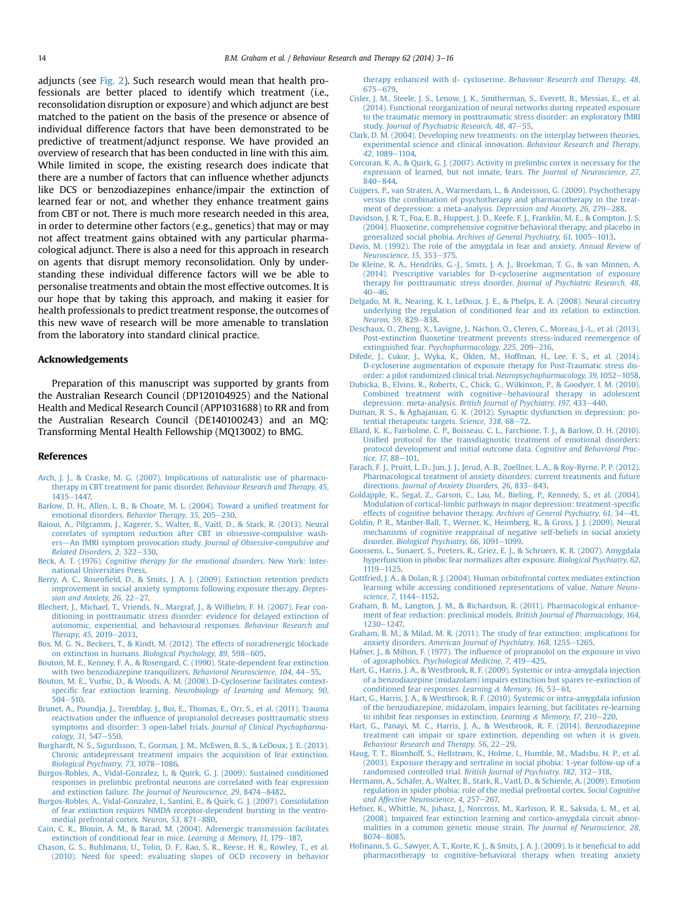adjuncts (see Fig. 2). Such research would mean that health professionals are better placed to identify which treatment (i.e., reconsolidation disruption or exposure) and which adjunct are best matched to the patient on the basis of the presence or absence of individual difference factors that have been demonstrated to be predictive of treatment/adjunct response. We have provided an overview of research that has been conducted in line with this aim. While limited in scope, the existing research does indicate that there are a number of factors that can influence whether adjuncts like DCS or benzodiazepines enhance/impair the extinction of learned fear or not, and whether they enhance treatment gains from CBT or not. There is much more research needed in this area, in order to determine other factors (e.g., genetics) that may or may not affect treatment gains obtained with any particular pharmacological adjunct. There is also a need for this approach in research on agents that disrupt memory reconsolidation. Only by understanding these individual difference factors will we be able to personalise treatments and obtain the most effective outcomes. It is our hope that by taking this approach, and making it easier for health professionals to predict treatment response, the outcomes of this new wave of research will be more amenable to translation from the laboratory into standard clinical practice.

## Acknowledgements

Preparation of this manuscript was supported by grants from the Australian Research Council (DP120104925) and the National Health and Medical Research Council (APP1031688) to RR and from the Australian Research Council (DE140100243) and an MQ: Transforming Mental Health Fellowship (MQ13002) to BMG.

## References

Arch, J. J., & Craske, M. G. (2007). Implications of naturalistic use of pharmacotherapy in CBT treatment for panic disorder. *Behaviour Research and Therapy, 45*, 1435–1447.

Barlow, D. H., Allen, L. B., & Choate, M. L. (2004). Toward a unified treatment for emotional disorders. *Behavior Therapy, 35*, 205–230.

Baioui, A., Pilgramm, J., Kagerer, S., Walter, B., Vaitl, D., & Stark, R. (2013). Neural correlates of symptom reduction after CBT in obsessive-compulsive washers—An fMRI symptom provocation study. *Journal of Obsessive-compulsive and Related Disorders, 2*, 322–330.

Beck, A. T. (1976). *Cognitive therapy for the emotional disorders*. New York: International Universities Press.

Berry, A. C., Rosenfield, D., & Smits, J. A. J. (2009). Extinction retention predicts improvement in social anxiety symptoms following exposure therapy. *Depression and Anxiety, 26*, 22–27.

Blechert, J., Michael, T., Vriends, N., Margraf, J., & Wilhelm, F. H. (2007). Fear conditioning in posttraumatic stress disorder: evidence for delayed extinction of autonomic, experiential, and behavioural responses. *Behaviour Research and Therapy, 45*, 2019–2033.

Bos, M. G. N., Beckers, T., & Kindt, M. (2012). The effects of noradrenergic blockade on extinction in humans. *Biological Psychology, 89*, 598–605.

Bouton, M. E., Kenney, F. A., & Rosengard, C. (1990). State-dependent fear extinction with two benzodiazepine tranquilizers. *Behavioral Neuroscience, 104*, 44–55.

Bouton, M. E., Vurbic, D., & Woods, A. M. (2008). D-Cycloserine facilitates context-specific fear extinction learning. *Neurobiology of Learning and Memory, 90*, 504–510.

Brunet, A., Poundja, J., Tremblay, J., Bui, E., Thomas, E., Orr, S., et al. (2011). Trauma reactivation under the influence of propranolol decreases posttraumatic stress symptoms and disorder: 3 open-label trials. *Journal of Clinical Psychopharmacology, 31*, 547–550.

Burghardt, N. S., Sigurdsson, T., Gorman, J. M., McEwen, B. S., & LeDoux, J. E. (2013). Chronic antidepressant treatment impairs the acquisition of fear extinction. *Biological Psychiatry, 73*, 1078–1086.

Burgos-Robles, A., Vidal-Gonzalez, I., & Quirk, G. J. (2009). Sustained conditioned responses in prelimbic prefrontal neurons are correlated with fear expression and extinction failure. *The Journal of Neuroscience, 29*, 8474–8482.

Burgos-Robles, A., Vidal-Gonzalez, I., Santini, E., & Quirk, G. J. (2007). Consolidation of fear extinction requires NMDA receptor-dependent bursting in the ventromedial prefrontal cortex. *Neuron, 53*, 871–880.

Cain, C. K., Blouin, A. M., & Barad, M. (2004). Adrenergic transmission facilitates extinction of conditional fear in mice. *Learning & Memory, 11*, 179–187.

Chason, G. S., Buhlmann, U., Tolin, D. F., Rao, S. R., Reese, H. R., Rowley, T., et al. (2010). Need for speed: evaluating slopes of OCD recovery in behavior therapy enhanced with d- cycloserine. *Behaviour Research and Therapy, 48*, 675–679.

Cisler, J. M., Steele, J. S., Lenow, J. K., Smitherman, S., Everett, B., Messias, E., et al. (2014). Functional reorganization of neural networks during repeated exposure to the traumatic memory in posttraumatic stress disorder: an exploratory fMRI study. *Journal of Psychiatric Research, 48*, 47–55.

Clark, D. M. (2004). Developing new treatments: on the interplay between theories, experimental science and clinical innovation. *Behaviour Research and Therapy, 42*, 1089–1104.

Corcoran, K. A., & Quirk, G. J. (2007). Activity in prelimbic cortex is necessary for the expression of learned, but not innate, fears. *The Journal of Neuroscience, 27*, 840–844.

Cuijpers, P., van Straten, A., Warmerdam, L., & Andersson, G. (2009). Psychotherapy versus the combination of psychotherapy and pharmacotherapy in the treatment of depression: a meta-analysis. *Depression and Anxiety, 26*, 279–288.

Davidson, J. R. T., Foa, E. B., Huppert, J. D., Keefe, F. J., Franklin, M. E., & Compton, J. S. (2004). Fluoxetine, comprehensive cognitive behavioral therapy, and placebo in generalized social phobia. *Archives of General Psychiatry, 61*, 1005–1013.

Davis, M. (1992). The role of the amygdala in fear and anxiety. *Annual Review of Neuroscience, 15*, 353–375.

De Kleine, R. A., Hendriks, G.-J., Smits, J. A. J., Broekman, T. G., & van Minnen, A. (2014). Prescriptive variables for D-cycloserine augmentation of exposure therapy for posttraumatic stress disorder. *Journal of Psychiatric Research, 48*, 40–46.

Delgado, M. R., Nearing, K. I., LeDoux, J. E., & Phelps, E. A. (2008). Neural circuitry underlying the regulation of conditioned fear and its relation to extinction. *Neuron, 59*, 829–838.

Deschaux, O., Zheng, X., Lavigne, J., Nachon, O., Cleren, C., Moreau, J.-L., et al. (2013). Post-extinction fluoxetine treatment prevents stress-induced reemergence of extinguished fear. *Psychopharmacology, 225*, 209–216.

Difede, J., Cukor, J., Wyka, K., Olden, M., Hoffman, H., Lee, F. S., et al. (2014). D-cycloserine augmentation of exposure therapy for Post-Traumatic stress disorder: a pilot randomized clinical trial. *Neuropsychopharmacology, 39*, 1052–1058.

Dubicka, B., Elvins, R., Roberts, C., Chick, G., Wilkinson, P., & Goodyer, I. M. (2010). Combined treatment with cognitive–behavioural therapy in adolescent depression: meta-analysis. *British Journal of Psychiatry, 197*, 433–440.

Duman, R. S., & Aghajanian, G. K. (2012). Synaptic dysfunction in depression: potential therapeutic targets. *Science, 338*, 68–72.

Ellard, K. K., Fairholme, C. P., Boisseau, C. L., Farchione, T. J., & Barlow, D. H. (2010). Unified protocol for the transdiagnostic treatment of emotional disorders: protocol development and initial outcome data. *Cognitive and Behavioral Practice, 17*, 88–101.

Farach, F. J., Pruitt, L. D., Jun, J. J., Jerud, A. B., Zoellner, L. A., & Roy-Byrne, P. P. (2012). Pharmacological treatment of anxiety disorders: current treatments and future directions. *Journal of Anxiety Disorders, 26*, 833–843.

Goldapple, K., Segal, Z., Garson, C., Lau, M., Bieling, P., Kennedy, S., et al. (2004). Modulation of cortical-limbic pathways in major depression: treatment-specific effects of cognitive behavior therapy. *Archives of General Psychiatry, 61*, 34–41.

Goldin, P. R., Manber-Ball, T., Werner, K., Heimberg, R., & Gross, J. J. (2009). Neural mechanisms of cognitive reappraisal of negative self-beliefs in social anxiety disorder. *Biological Psychiatry, 66*, 1091–1099.

Goossens, L., Sunaert, S., Peeters, R., Griez, E. J., & Schruers, K. R. (2007). Amygdala hyperfunction in phobic fear normalizes after exposure. *Biological Psychiatry, 62*, 1119–1125.

Gottfried, J. A., & Dolan, R. J. (2004). Human orbitofrontal cortex mediates extinction learning while accessing conditioned representations of value. *Nature Neuroscience, 7*, 1144–1152.

Graham, B. M., Langton, J. M., & Richardson, R. (2011). Pharmacological enhancement of fear reduction: preclinical models. *British Journal of Pharmacology, 164*, 1230–1247.

Graham, B. M., & Milad, M. R. (2011). The study of fear extinction: implications for anxiety disorders. *American Journal of Psychiatry, 168*, 1255–1265.

Hafner, J., & Milton, F. (1977). The influence of propranolol on the exposure in vivo of agoraphobics. *Psychological Medicine, 7*, 419–425.

Hart, G., Harris, J. A., & Westbrook, R. F. (2009). Systemic or intra-amygdala injection of a benzodiazepine (midazolam) impairs extinction but spares re-extinction of conditioned fear responses. *Learning & Memory, 16*, 53–61.

Hart, G., Harris, J. A., & Westbrook, R. F. (2010). Systemic or intra-amygdala infusion of the benzodiazepine, midazolam, impairs learning, but facilitates re-learning to inhibit fear responses in extinction. *Learning & Memory, 17*, 210–220.

Hart, G., Panayi, M. C., Harris, J. A., & Westbrook, R. F. (2014). Benzodiazepine treatment can impair or spare extinction, depending on when it is given. *Behaviour Research and Therapy, 56*, 22–29.

Haug, T. T., Blomhoff, S., Hellstrøm, K., Holme, I., Humble, M., Madsbu, H. P., et al. (2003). Exposure therapy and sertraline in social phobia: 1-year follow-up of a randomised controlled trial. *British Journal of Psychiatry, 182*, 312–318.

Hermann, A., Schäfer, A., Walter, B., Stark, R., Vaitl, D., & Schienle, A. (2009). Emotion regulation in spider phobia: role of the medial prefrontal cortex. *Social Cognitive and Affective Neuroscience, 4*, 257–267.

Hefner, K., Whittle, N., Juhasz, J., Norcross, M., Karlsson, R. R., Saksida, L. M., et al. (2008). Impaired fear extinction learning and cortico-amygdala circuit abnormalities in a common genetic mouse strain. *The Journal of Neuroscience, 28*, 8074–8085.

Hofmann, S. G., Sawyer, A. T., Korte, K. J., & Smits, J. A. J. (2009). Is it beneficial to add pharmacotherapy to cognitive-behavioral therapy when treating anxiety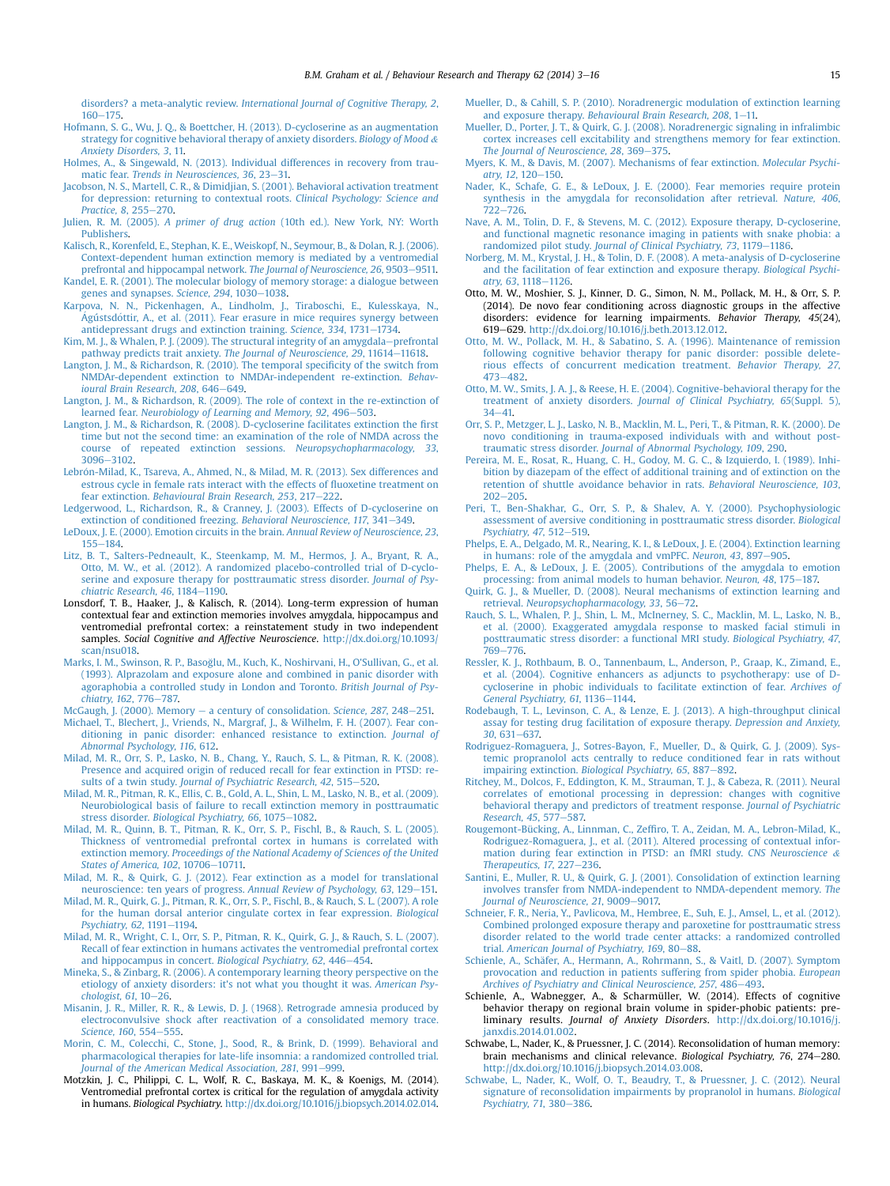disorders? a meta-analytic review. *International Journal of Cognitive Therapy, 2*, 160–175.

Hofmann, S. G., Wu, J. Q., & Boettcher, H. (2013). D-cycloserine as an augmentation strategy for cognitive behavioral therapy of anxiety disorders. *Biology of Mood & Anxiety Disorders, 3*, 11.

Holmes, A., & Singewald, N. (2013). Individual differences in recovery from traumatic fear. *Trends in Neurosciences, 36*, 23–31.

Jacobson, N. S., Martell, C. R., & Dimidjian, S. (2001). Behavioral activation treatment for depression: returning to contextual roots. *Clinical Psychology: Science and Practice, 8*, 255–270.

Julien, R. M. (2005). *A primer of drug action* (10th ed.). New York, NY: Worth Publishers.

Kalisch, R., Korenfeld, E., Stephan, K. E., Weiskopf, N., Seymour, B., & Dolan, R. J. (2006). Context-dependent human extinction memory is mediated by a ventromedial prefrontal and hippocampal network. *The Journal of Neuroscience, 26*, 9503–9511.

Kandel, E. R. (2001). The molecular biology of memory storage: a dialogue between genes and synapses. *Science, 294*, 1030–1038.

Karpova, N. N., Pickenhagen, A., Lindholm, J., Tiraboschi, E., Kulesskaya, N., Ágústsdóttir, A., et al. (2011). Fear erasure in mice requires synergy between antidepressant drugs and extinction training. *Science, 334*, 1731–1734.

Kim, M. J., & Whalen, P. J. (2009). The structural integrity of an amygdala–prefrontal pathway predicts trait anxiety. *The Journal of Neuroscience, 29*, 11614–11618.

Langton, J. M., & Richardson, R. (2010). The temporal specificity of the switch from NMDAr-dependent extinction to NMDAr-independent re-extinction. *Behavioural Brain Research, 208*, 646–649.

Langton, J. M., & Richardson, R. (2009). The role of context in the re-extinction of learned fear. *Neurobiology of Learning and Memory, 92*, 496–503.

Langton, J. M., & Richardson, R. (2008). D-cycloserine facilitates extinction the first time but not the second time: an examination of the role of NMDA across the course of repeated extinction sessions. *Neuropsychopharmacology, 33*, 3096–3102.

Lebrón-Milad, K., Tsareva, A., Ahmed, N., & Milad, M. R. (2013). Sex differences and estrous cycle in female rats interact with the effects of fluoxetine treatment on fear extinction. *Behavioural Brain Research, 253*, 217–222.

Ledgerwood, L., Richardson, R., & Cranney, J. (2003). Effects of D-cycloserine on extinction of conditioned freezing. *Behavioral Neuroscience, 117*, 341–349.

LeDoux, J. E. (2000). Emotion circuits in the brain. *Annual Review of Neuroscience, 23*, 155–184.

Litz, B. T., Salters-Pedneault, K., Steenkamp, M. M., Hermos, J. A., Bryant, R. A., Otto, M. W., et al. (2012). A randomized placebo-controlled trial of D-cycloserine and exposure therapy for posttraumatic stress disorder. *Journal of Psychiatric Research, 46*, 1184–1190.

Lonsdorf, T. B., Haaker, J., & Kalisch, R. (2014). Long-term expression of human contextual fear and extinction memories involves amygdala, hippocampus and ventromedial prefrontal cortex: a reinstatement study in two independent samples. *Social Cognitive and Affective Neuroscience*. http://dx.doi.org/10.1093/scan/nsu018.

Marks, I. M., Swinson, R. P., Basoğlu, M., Kuch, K., Noshirvani, H., O'Sullivan, G., et al. (1993). Alprazolam and exposure alone and combined in panic disorder with agoraphobia a controlled study in London and Toronto. *British Journal of Psychiatry, 162*, 776–787.

McGaugh, J. (2000). Memory – a century of consolidation. *Science, 287*, 248–251.

Michael, T., Blechert, J., Vriends, N., Margraf, J., & Wilhelm, F. H. (2007). Fear conditioning in panic disorder: enhanced resistance to extinction. *Journal of Abnormal Psychology, 116*, 612.

Milad, M. R., Orr, S. P., Lasko, N. B., Chang, Y., Rauch, S. L., & Pitman, R. K. (2008). Presence and acquired origin of reduced recall for fear extinction in PTSD: results of a twin study. *Journal of Psychiatric Research, 42*, 515–520.

Milad, M. R., Pitman, R. K., Ellis, C. B., Gold, A. L., Shin, L. M., Lasko, N. B., et al. (2009). Neurobiological basis of failure to recall extinction memory in posttraumatic stress disorder. *Biological Psychiatry, 66*, 1075–1082.

Milad, M. R., Quinn, B. T., Pitman, R. K., Orr, S. P., Fischl, B., & Rauch, S. L. (2005). Thickness of ventromedial prefrontal cortex in humans is correlated with extinction memory. *Proceedings of the National Academy of Sciences of the United States of America, 102*, 10706–10711.

Milad, M. R., & Quirk, G. J. (2012). Fear extinction as a model for translational neuroscience: ten years of progress. *Annual Review of Psychology, 63*, 129–151.

Milad, M. R., Quirk, G. J., Pitman, R. K., Orr, S. P., Fischl, B., & Rauch, S. L. (2007). A role for the human dorsal anterior cingulate cortex in fear expression. *Biological Psychiatry, 62*, 1191–1194.

Milad, M. R., Wright, C. I., Orr, S. P., Pitman, R. K., Quirk, G. J., & Rauch, S. L. (2007). Recall of fear extinction in humans activates the ventromedial prefrontal cortex and hippocampus in concert. *Biological Psychiatry, 62*, 446–454.

Mineka, S., & Zinbarg, R. (2006). A contemporary learning theory perspective on the etiology of anxiety disorders: it's not what you thought it was. *American Psychologist, 61*, 10–26.

Misanin, J. R., Miller, R. R., & Lewis, D. J. (1968). Retrograde amnesia produced by electroconvulsive shock after reactivation of a consolidated memory trace. *Science, 160*, 554–555.

Morin, C. M., Colecchi, C., Stone, J., Sood, R., & Brink, D. (1999). Behavioral and pharmacological therapies for late-life insomnia: a randomized controlled trial. *Journal of the American Medical Association, 281*, 991–999.

Motzkin, J. C., Philippi, C. L., Wolf, R. C., Baskaya, M. K., & Koenigs, M. (2014). Ventromedial prefrontal cortex is critical for the regulation of amygdala activity in humans. *Biological Psychiatry*. http://dx.doi.org/10.1016/j.biopsych.2014.02.014.

Mueller, D., & Cahill, S. P. (2010). Noradrenergic modulation of extinction learning and exposure therapy. *Behavioural Brain Research, 208*, 1–11.

Mueller, D., Porter, J. T., & Quirk, G. J. (2008). Noradrenergic signaling in infralimbic cortex increases cell excitability and strengthens memory for fear extinction. *The Journal of Neuroscience, 28*, 369–375.

Myers, K. M., & Davis, M. (2007). Mechanisms of fear extinction. *Molecular Psychiatry, 12*, 120–150.

Nader, K., Schafe, G. E., & LeDoux, J. E. (2000). Fear memories require protein synthesis in the amygdala for reconsolidation after retrieval. *Nature, 406*, 722–726.

Nave, A. M., Tolin, D. F., & Stevens, M. C. (2012). Exposure therapy, D-cycloserine, and functional magnetic resonance imaging in patients with snake phobia: a randomized pilot study. *Journal of Clinical Psychiatry, 73*, 1179–1186.

Norberg, M. M., Krystal, J. H., & Tolin, D. F. (2008). A meta-analysis of D-cycloserine and the facilitation of fear extinction and exposure therapy. *Biological Psychiatry, 63*, 1118–1126.

Otto, M. W., Moshier, S. J., Kinner, D. G., Simon, N. M., Pollack, M. H., & Orr, S. P. (2014). De novo fear conditioning across diagnostic groups in the affective disorders: evidence for learning impairments. *Behavior Therapy, 45*(24), 619–629. http://dx.doi.org/10.1016/j.beth.2013.12.012.

Otto, M. W., Pollack, M. H., & Sabatino, S. A. (1996). Maintenance of remission following cognitive behavior therapy for panic disorder: possible deleterious effects of concurrent medication treatment. *Behavior Therapy, 27*, 473–482.

Otto, M. W., Smits, J. A. J., & Reese, H. E. (2004). Cognitive-behavioral therapy for the treatment of anxiety disorders. *Journal of Clinical Psychiatry, 65*(Suppl. 5), 34–41.

Orr, S. P., Metzger, L. J., Lasko, N. B., Macklin, M. L., Peri, T., & Pitman, R. K. (2000). De novo conditioning in trauma-exposed individuals with and without posttraumatic stress disorder. *Journal of Abnormal Psychology, 109*, 290.

Pereira, M. E., Rosat, R., Huang, C. H., Godoy, M. G. C., & Izquierdo, I. (1989). Inhibition by diazepam of the effect of additional training and of extinction on the retention of shuttle avoidance behavior in rats. *Behavioral Neuroscience, 103*, 202–205.

Peri, T., Ben-Shakhar, G., Orr, S. P., & Shalev, A. Y. (2000). Psychophysiologic assessment of aversive conditioning in posttraumatic stress disorder. *Biological Psychiatry, 47*, 512–519.

Phelps, E. A., Delgado, M. R., Nearing, K. I., & LeDoux, J. E. (2004). Extinction learning in humans: role of the amygdala and vmPFC. *Neuron, 43*, 897–905.

Phelps, E. A., & LeDoux, J. E. (2005). Contributions of the amygdala to emotion processing: from animal models to human behavior. *Neuron, 48*, 175–187.

Quirk, G. J., & Mueller, D. (2008). Neural mechanisms of extinction learning and retrieval. *Neuropsychopharmacology, 33*, 56–72.

Rauch, S. L., Whalen, P. J., Shin, L. M., McInerney, S. C., Macklin, M. L., Lasko, N. B., et al. (2000). Exaggerated amygdala response to masked facial stimuli in posttraumatic stress disorder: a functional MRI study. *Biological Psychiatry, 47*, 769–776.

Ressler, K. J., Rothbaum, B. O., Tannenbaum, L., Anderson, P., Graap, K., Zimand, E., et al. (2004). Cognitive enhancers as adjuncts to psychotherapy: use of D-cycloserine in phobic individuals to facilitate extinction of fear. *Archives of General Psychiatry, 61*, 1136–1144.

Rodebaugh, T. L., Levinson, C. A., & Lenze, E. J. (2013). A high-throughput clinical assay for testing drug facilitation of exposure therapy. *Depression and Anxiety, 30*, 631–637.

Rodriguez-Romaguera, J., Sotres-Bayon, F., Mueller, D., & Quirk, G. J. (2009). Systemic propranolol acts centrally to reduce conditioned fear in rats without impairing extinction. *Biological Psychiatry, 65*, 887–892.

Ritchey, M., Dolcos, F., Eddington, K. M., Strauman, T. J., & Cabeza, R. (2011). Neural correlates of emotional processing in depression: changes with cognitive behavioral therapy and predictors of treatment response. *Journal of Psychiatric Research, 45*, 577–587.

Rougemont-Bücking, A., Linnman, C., Zeffiro, T. A., Zeidan, M. A., Lebron-Milad, K., Rodriguez-Romaguera, J., et al. (2011). Altered processing of contextual information during fear extinction in PTSD: an fMRI study. *CNS Neuroscience & Therapeutics, 17*, 227–236.

Santini, E., Muller, R. U., & Quirk, G. J. (2001). Consolidation of extinction learning involves transfer from NMDA-independent to NMDA-dependent memory. *The Journal of Neuroscience, 21*, 9009–9017.

Schneier, F. R., Neria, Y., Pavlicova, M., Hembree, E., Suh, E. J., Amsel, L., et al. (2012). Combined prolonged exposure therapy and paroxetine for posttraumatic stress disorder related to the world trade center attacks: a randomized controlled trial. *American Journal of Psychiatry, 169*, 80–88.

Schienle, A., Schäfer, A., Hermann, A., Rohrmann, S., & Vaitl, D. (2007). Symptom provocation and reduction in patients suffering from spider phobia. *European Archives of Psychiatry and Clinical Neuroscience, 257*, 486–493.

Schienle, A., Wabnegger, A., & Scharmüller, W. (2014). Effects of cognitive behavior therapy on regional brain volume in spider-phobic patients: preliminary results. *Journal of Anxiety Disorders*. http://dx.doi.org/10.1016/j.janxdis.2014.01.002.

Schwabe, L., Nader, K., & Pruessner, J. C. (2014). Reconsolidation of human memory: brain mechanisms and clinical relevance. *Biological Psychiatry, 76*, 274–280. http://dx.doi.org/10.1016/j.biopsych.2014.03.008.

Schwabe, L., Nader, K., Wolf, O. T., Beaudry, T., & Pruessner, J. C. (2012). Neural signature of reconsolidation impairments by propranolol in humans. *Biological Psychiatry, 71*, 380–386.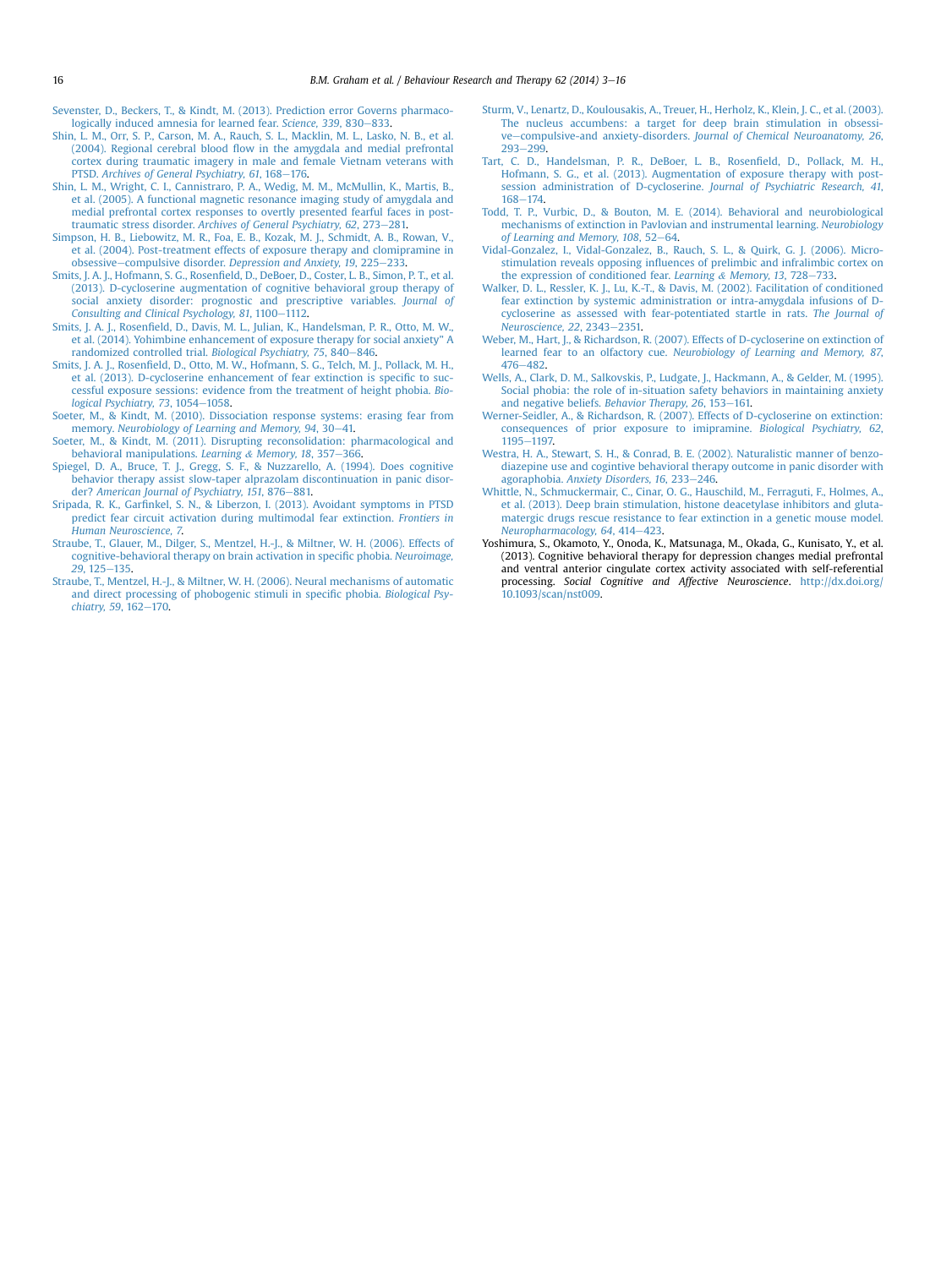Sevenster, D., Beckers, T., & Kindt, M. (2013). Prediction error Governs pharmacologically induced amnesia for learned fear. *Science, 339*, 830–833.

Shin, L. M., Orr, S. P., Carson, M. A., Rauch, S. L., Macklin, M. L., Lasko, N. B., et al. (2004). Regional cerebral blood flow in the amygdala and medial prefrontal cortex during traumatic imagery in male and female Vietnam veterans with PTSD. *Archives of General Psychiatry, 61*, 168–176.

Shin, L. M., Wright, C. I., Cannistraro, P. A., Wedig, M. M., McMullin, K., Martis, B., et al. (2005). A functional magnetic resonance imaging study of amygdala and medial prefrontal cortex responses to overtly presented fearful faces in posttraumatic stress disorder. *Archives of General Psychiatry, 62*, 273–281.

Simpson, H. B., Liebowitz, M. R., Foa, E. B., Kozak, M. J., Schmidt, A. B., Rowan, V., et al. (2004). Post-treatment effects of exposure therapy and clomipramine in obsessive–compulsive disorder. *Depression and Anxiety, 19*, 225–233.

Smits, J. A. J., Hofmann, S. G., Rosenfield, D., DeBoer, D., Coster, L. B., Simon, P. T., et al. (2013). D-cycloserine augmentation of cognitive behavioral group therapy of social anxiety disorder: prognostic and prescriptive variables. *Journal of Consulting and Clinical Psychology, 81*, 1100–1112.

Smits, J. A. J., Rosenfield, D., Davis, M. L., Julian, K., Handelsman, P. R., Otto, M. W., et al. (2014). Yohimbine enhancement of exposure therapy for social anxiety" A randomized controlled trial. *Biological Psychiatry, 75*, 840–846.

Smits, J. A. J., Rosenfield, D., Otto, M. W., Hofmann, S. G., Telch, M. J., Pollack, M. H., et al. (2013). D-cycloserine enhancement of fear extinction is specific to successful exposure sessions: evidence from the treatment of height phobia. *Biological Psychiatry, 73*, 1054–1058.

Soeter, M., & Kindt, M. (2010). Dissociation response systems: erasing fear from memory. *Neurobiology of Learning and Memory, 94*, 30–41.

Soeter, M., & Kindt, M. (2011). Disrupting reconsolidation: pharmacological and behavioral manipulations. *Learning & Memory, 18*, 357–366.

Spiegel, D. A., Bruce, T. J., Gregg, S. F., & Nuzzarello, A. (1994). Does cognitive behavior therapy assist slow-taper alprazolam discontinuation in panic disorder? *American Journal of Psychiatry, 151*, 876–881.

Sripada, R. K., Garfinkel, S. N., & Liberzon, I. (2013). Avoidant symptoms in PTSD predict fear circuit activation during multimodal fear extinction. *Frontiers in Human Neuroscience, 7*.

Straube, T., Glauer, M., Dilger, S., Mentzel, H.-J., & Miltner, W. H. (2006). Effects of cognitive-behavioral therapy on brain activation in specific phobia. *Neuroimage, 29*, 125–135.

Straube, T., Mentzel, H.-J., & Miltner, W. H. (2006). Neural mechanisms of automatic and direct processing of phobogenic stimuli in specific phobia. *Biological Psychiatry, 59*, 162–170.

Sturm, V., Lenartz, D., Koulousakis, A., Treuer, H., Herholz, K., Klein, J. C., et al. (2003). The nucleus accumbens: a target for deep brain stimulation in obsessive–compulsive-and anxiety-disorders. *Journal of Chemical Neuroanatomy, 26*, 293–299.

Tart, C. D., Handelsman, P. R., DeBoer, L. B., Rosenfield, D., Pollack, M. H., Hofmann, S. G., et al. (2013). Augmentation of exposure therapy with post-session administration of D-cycloserine. *Journal of Psychiatric Research, 41*, 168–174.

Todd, T. P., Vurbic, D., & Bouton, M. E. (2014). Behavioral and neurobiological mechanisms of extinction in Pavlovian and instrumental learning. *Neurobiology of Learning and Memory, 108*, 52–64.

Vidal-Gonzalez, I., Vidal-Gonzalez, B., Rauch, S. L., & Quirk, G. J. (2006). Microstimulation reveals opposing influences of prelimbic and infralimbic cortex on the expression of conditioned fear. *Learning & Memory, 13*, 728–733.

Walker, D. L., Ressler, K. J., Lu, K.-T., & Davis, M. (2002). Facilitation of conditioned fear extinction by systemic administration or intra-amygdala infusions of D-cycloserine as assessed with fear-potentiated startle in rats. *The Journal of Neuroscience, 22*, 2343–2351.

Weber, M., Hart, J., & Richardson, R. (2007). Effects of D-cycloserine on extinction of learned fear to an olfactory cue. *Neurobiology of Learning and Memory, 87*, 476–482.

Wells, A., Clark, D. M., Salkovskis, P., Ludgate, J., Hackmann, A., & Gelder, M. (1995). Social phobia: the role of in-situation safety behaviors in maintaining anxiety and negative beliefs. *Behavior Therapy, 26*, 153–161.

Werner-Seidler, A., & Richardson, R. (2007). Effects of D-cycloserine on extinction: consequences of prior exposure to imipramine. *Biological Psychiatry, 62*, 1195–1197.

Westra, H. A., Stewart, S. H., & Conrad, B. E. (2002). Naturalistic manner of benzodiazepine use and cognitive behavioral therapy outcome in panic disorder with agoraphobia. *Anxiety Disorders, 16*, 233–246.

Whittle, N., Schmuckermair, C., Cinar, O. G., Hauschild, M., Ferraguti, F., Holmes, A., et al. (2013). Deep brain stimulation, histone deacetylase inhibitors and glutamatergic drugs rescue resistance to fear extinction in a genetic mouse model. *Neuropharmacology, 64*, 414–423.

Yoshimura, S., Okamoto, Y., Onoda, K., Matsunaga, M., Okada, G., Kunisato, Y., et al. (2013). Cognitive behavioral therapy for depression changes medial prefrontal and ventral anterior cingulate cortex activity associated with self-referential processing. *Social Cognitive and Affective Neuroscience*. http://dx.doi.org/10.1093/scan/nst009.